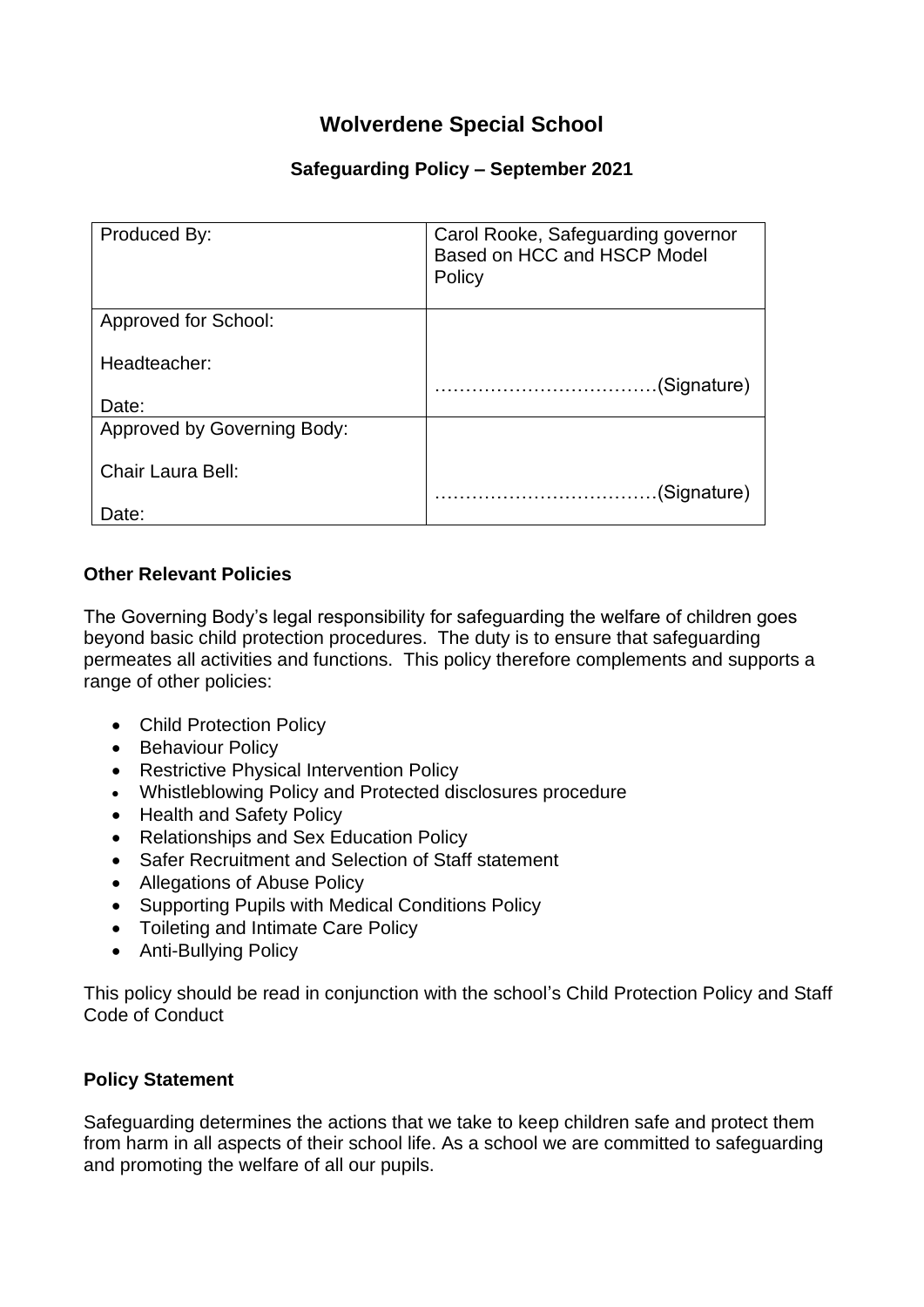# Wolverdene Special School

## Safeguarding Policy – September 2021

| Produced By: | Carol Rooke, Safeguarding governor Based on HCC and HSCP Model Policy |
| --- | --- |
| Approved for School:<br><br>Headteacher:<br><br>Date: | ………………………………(Signature) |
| Approved by Governing Body:<br><br>Chair Laura Bell:<br><br>Date: | ………………………………(Signature) |

**Other Relevant Policies**

The Governing Body's legal responsibility for safeguarding the welfare of children goes beyond basic child protection procedures. The duty is to ensure that safeguarding permeates all activities and functions. This policy therefore complements and supports a range of other policies:

- Child Protection Policy
- Behaviour Policy
- Restrictive Physical Intervention Policy
- Whistleblowing Policy and Protected disclosures procedure
- Health and Safety Policy
- Relationships and Sex Education Policy
- Safer Recruitment and Selection of Staff statement
- Allegations of Abuse Policy
- Supporting Pupils with Medical Conditions Policy
- Toileting and Intimate Care Policy
- Anti-Bullying Policy

This policy should be read in conjunction with the school's Child Protection Policy and Staff Code of Conduct

**Policy Statement**

Safeguarding determines the actions that we take to keep children safe and protect them from harm in all aspects of their school life. As a school we are committed to safeguarding and promoting the welfare of all our pupils.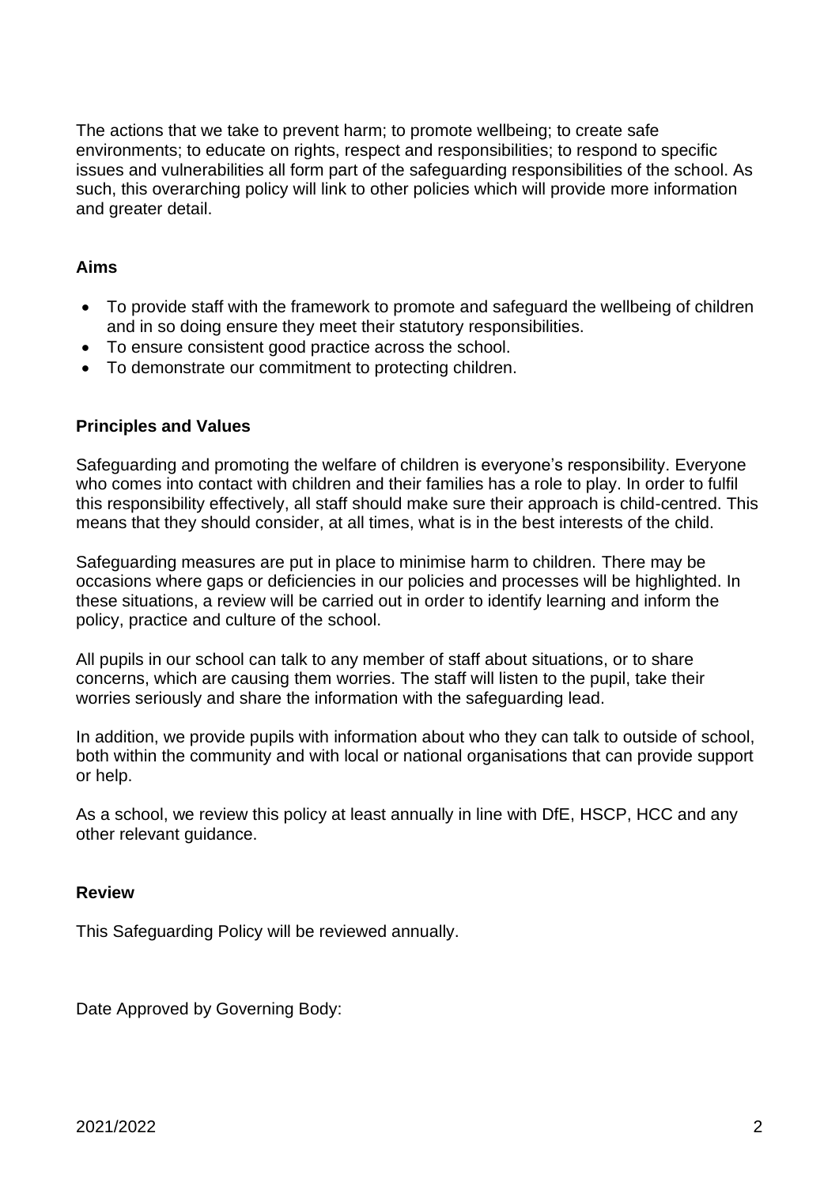The actions that we take to prevent harm; to promote wellbeing; to create safe environments; to educate on rights, respect and responsibilities; to respond to specific issues and vulnerabilities all form part of the safeguarding responsibilities of the school. As such, this overarching policy will link to other policies which will provide more information and greater detail.

## Aims

- To provide staff with the framework to promote and safeguard the wellbeing of children and in so doing ensure they meet their statutory responsibilities.
- To ensure consistent good practice across the school.
- To demonstrate our commitment to protecting children.

## Principles and Values

Safeguarding and promoting the welfare of children is everyone's responsibility. Everyone who comes into contact with children and their families has a role to play. In order to fulfil this responsibility effectively, all staff should make sure their approach is child-centred. This means that they should consider, at all times, what is in the best interests of the child.

Safeguarding measures are put in place to minimise harm to children. There may be occasions where gaps or deficiencies in our policies and processes will be highlighted. In these situations, a review will be carried out in order to identify learning and inform the policy, practice and culture of the school.

All pupils in our school can talk to any member of staff about situations, or to share concerns, which are causing them worries. The staff will listen to the pupil, take their worries seriously and share the information with the safeguarding lead.

In addition, we provide pupils with information about who they can talk to outside of school, both within the community and with local or national organisations that can provide support or help.

As a school, we review this policy at least annually in line with DfE, HSCP, HCC and any other relevant guidance.

## Review

This Safeguarding Policy will be reviewed annually.

Date Approved by Governing Body: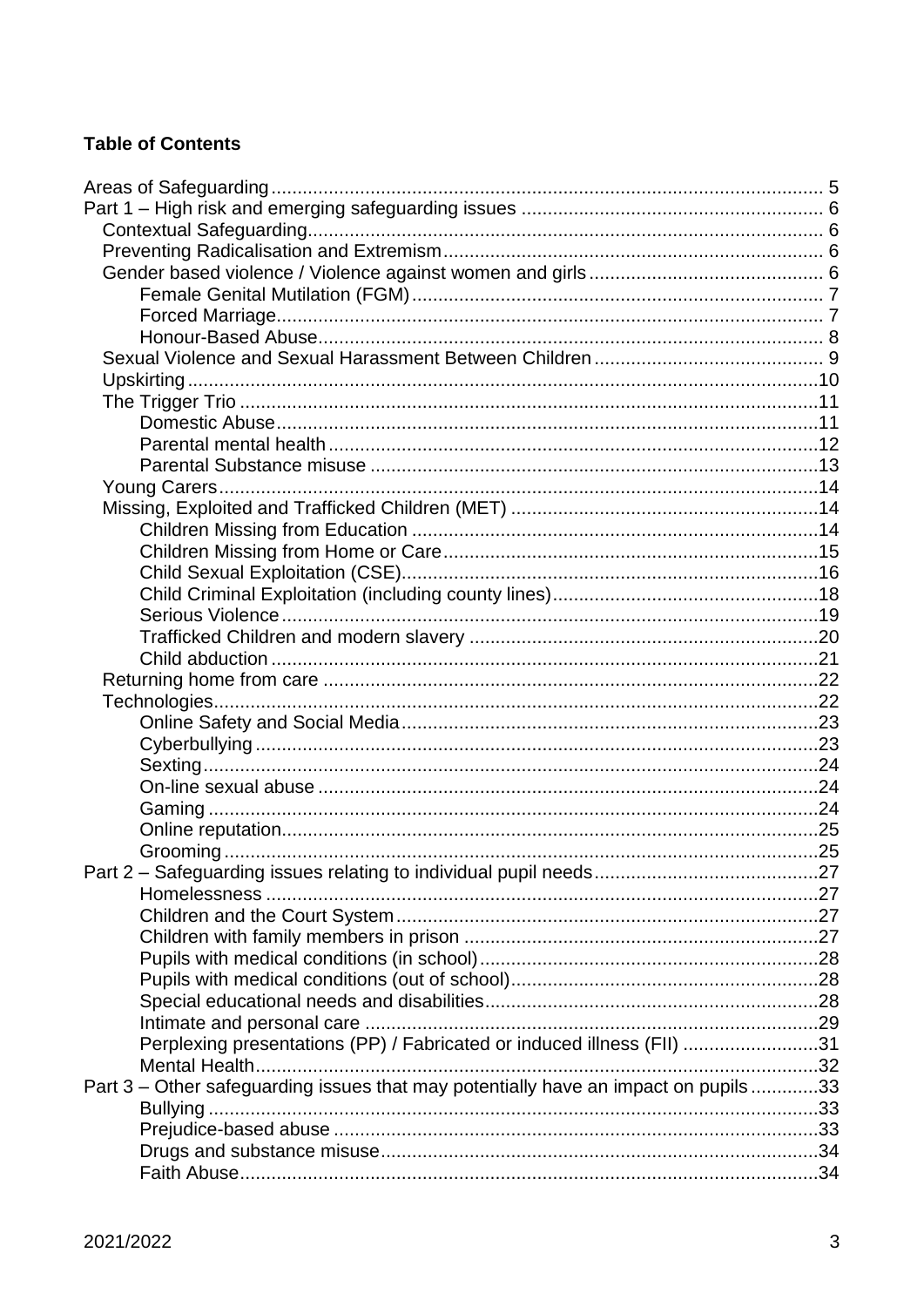**Table of Contents**

- Areas of Safeguarding ... 5
- Part 1 – High risk and emerging safeguarding issues ... 6
  - Contextual Safeguarding ... 6
  - Preventing Radicalisation and Extremism ... 6
  - Gender based violence / Violence against women and girls ... 6
    - Female Genital Mutilation (FGM) ... 7
    - Forced Marriage ... 7
    - Honour-Based Abuse ... 8
  - Sexual Violence and Sexual Harassment Between Children ... 9
  - Upskirting ... 10
  - The Trigger Trio ... 11
    - Domestic Abuse ... 11
    - Parental mental health ... 12
    - Parental Substance misuse ... 13
  - Young Carers ... 14
  - Missing, Exploited and Trafficked Children (MET) ... 14
    - Children Missing from Education ... 14
    - Children Missing from Home or Care ... 15
    - Child Sexual Exploitation (CSE) ... 16
    - Child Criminal Exploitation (including county lines) ... 18
    - Serious Violence ... 19
    - Trafficked Children and modern slavery ... 20
    - Child abduction ... 21
  - Returning home from care ... 22
  - Technologies ... 22
    - Online Safety and Social Media ... 23
    - Cyberbullying ... 23
    - Sexting ... 24
    - On-line sexual abuse ... 24
    - Gaming ... 24
    - Online reputation ... 25
    - Grooming ... 25
- Part 2 – Safeguarding issues relating to individual pupil needs ... 27
    - Homelessness ... 27
    - Children and the Court System ... 27
    - Children with family members in prison ... 27
    - Pupils with medical conditions (in school) ... 28
    - Pupils with medical conditions (out of school) ... 28
    - Special educational needs and disabilities ... 28
    - Intimate and personal care ... 29
    - Perplexing presentations (PP) / Fabricated or induced illness (FII) ... 31
    - Mental Health ... 32
- Part 3 – Other safeguarding issues that may potentially have an impact on pupils ... 33
    - Bullying ... 33
    - Prejudice-based abuse ... 33
    - Drugs and substance misuse ... 34
    - Faith Abuse ... 34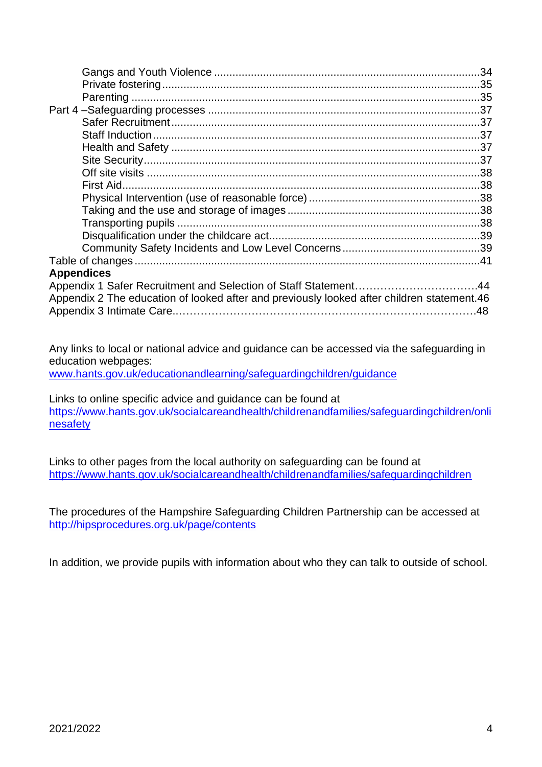Gangs and Youth Violence ..................................................................................... 34
Private fostering ....................................................................................................... 35
Parenting ................................................................................................................. 35
Part 4 –Safeguarding processes ........................................................................... 37
Safer Recruitment .................................................................................................. 37
Staff Induction ........................................................................................................ 37
Health and Safety ................................................................................................... 37
Site Security ............................................................................................................ 37
Off site visits ........................................................................................................... 38
First Aid .................................................................................................................. 38
Physical Intervention (use of reasonable force) ...................................................... 38
Taking and the use and storage of images ............................................................. 38
Transporting pupils ................................................................................................. 38
Disqualification under the childcare act ................................................................... 39
Community Safety Incidents and Low Level Concerns ........................................... 39
Table of changes ..................................................................................................... 41

**Appendices**

Appendix 1 Safer Recruitment and Selection of Staff Statement……………………………..44
Appendix 2 The education of looked after and previously looked after children statement.46
Appendix 3 Intimate Care..………………………………………………………………………48

Any links to local or national advice and guidance can be accessed via the safeguarding in education webpages:
www.hants.gov.uk/educationandlearning/safeguardingchildren/guidance

Links to online specific advice and guidance can be found at
https://www.hants.gov.uk/socialcareandhealth/childrenandfamilies/safeguardingchildren/onlinesafety

Links to other pages from the local authority on safeguarding can be found at
https://www.hants.gov.uk/socialcareandhealth/childrenandfamilies/safeguardingchildren

The procedures of the Hampshire Safeguarding Children Partnership can be accessed at
http://hipsprocedures.org.uk/page/contents

In addition, we provide pupils with information about who they can talk to outside of school.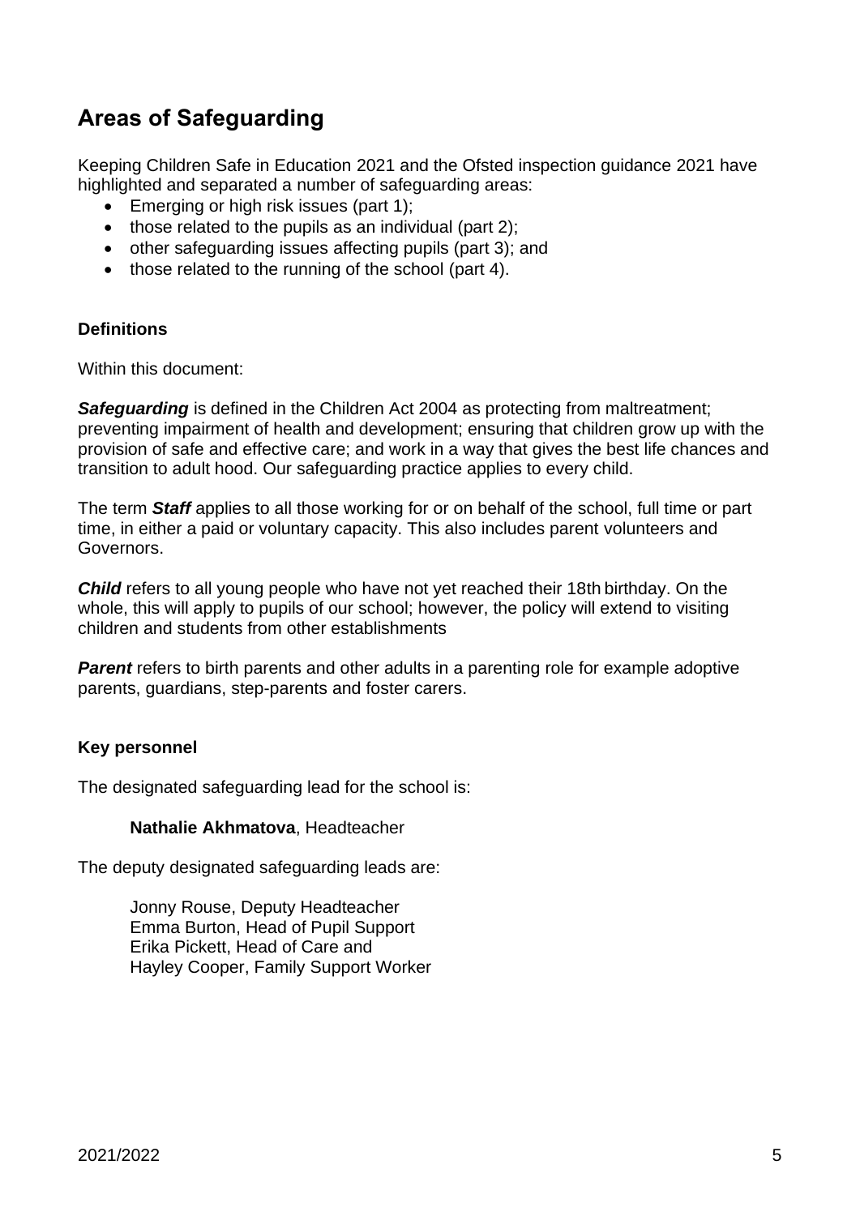## Areas of Safeguarding

Keeping Children Safe in Education 2021 and the Ofsted inspection guidance 2021 have highlighted and separated a number of safeguarding areas:

- Emerging or high risk issues (part 1);
- those related to the pupils as an individual (part 2);
- other safeguarding issues affecting pupils (part 3); and
- those related to the running of the school (part 4).

### Definitions

Within this document:

***Safeguarding*** is defined in the Children Act 2004 as protecting from maltreatment; preventing impairment of health and development; ensuring that children grow up with the provision of safe and effective care; and work in a way that gives the best life chances and transition to adult hood. Our safeguarding practice applies to every child.

The term ***Staff*** applies to all those working for or on behalf of the school, full time or part time, in either a paid or voluntary capacity. This also includes parent volunteers and Governors.

***Child*** refers to all young people who have not yet reached their 18th birthday. On the whole, this will apply to pupils of our school; however, the policy will extend to visiting children and students from other establishments

***Parent*** refers to birth parents and other adults in a parenting role for example adoptive parents, guardians, step-parents and foster carers.

### Key personnel

The designated safeguarding lead for the school is:

> **Nathalie Akhmatova**, Headteacher

The deputy designated safeguarding leads are:

> Jonny Rouse, Deputy Headteacher
> Emma Burton, Head of Pupil Support
> Erika Pickett, Head of Care and
> Hayley Cooper, Family Support Worker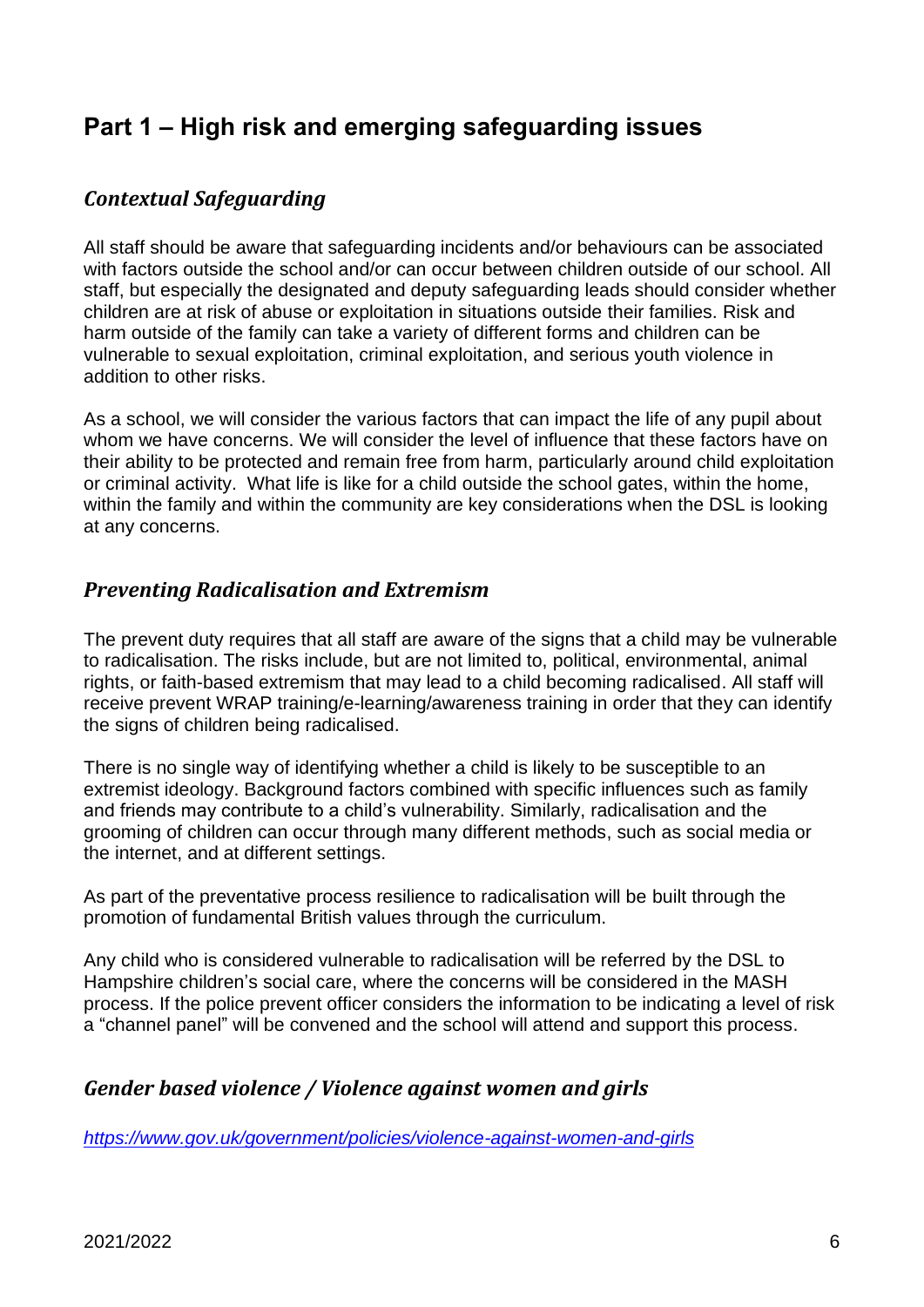# Part 1 – High risk and emerging safeguarding issues

## *Contextual Safeguarding*

All staff should be aware that safeguarding incidents and/or behaviours can be associated with factors outside the school and/or can occur between children outside of our school. All staff, but especially the designated and deputy safeguarding leads should consider whether children are at risk of abuse or exploitation in situations outside their families. Risk and harm outside of the family can take a variety of different forms and children can be vulnerable to sexual exploitation, criminal exploitation, and serious youth violence in addition to other risks.

As a school, we will consider the various factors that can impact the life of any pupil about whom we have concerns. We will consider the level of influence that these factors have on their ability to be protected and remain free from harm, particularly around child exploitation or criminal activity. What life is like for a child outside the school gates, within the home, within the family and within the community are key considerations when the DSL is looking at any concerns.

## *Preventing Radicalisation and Extremism*

The prevent duty requires that all staff are aware of the signs that a child may be vulnerable to radicalisation. The risks include, but are not limited to, political, environmental, animal rights, or faith-based extremism that may lead to a child becoming radicalised. All staff will receive prevent WRAP training/e-learning/awareness training in order that they can identify the signs of children being radicalised.

There is no single way of identifying whether a child is likely to be susceptible to an extremist ideology. Background factors combined with specific influences such as family and friends may contribute to a child's vulnerability. Similarly, radicalisation and the grooming of children can occur through many different methods, such as social media or the internet, and at different settings.

As part of the preventative process resilience to radicalisation will be built through the promotion of fundamental British values through the curriculum.

Any child who is considered vulnerable to radicalisation will be referred by the DSL to Hampshire children's social care, where the concerns will be considered in the MASH process. If the police prevent officer considers the information to be indicating a level of risk a "channel panel" will be convened and the school will attend and support this process.

## *Gender based violence / Violence against women and girls*

*https://www.gov.uk/government/policies/violence-against-women-and-girls*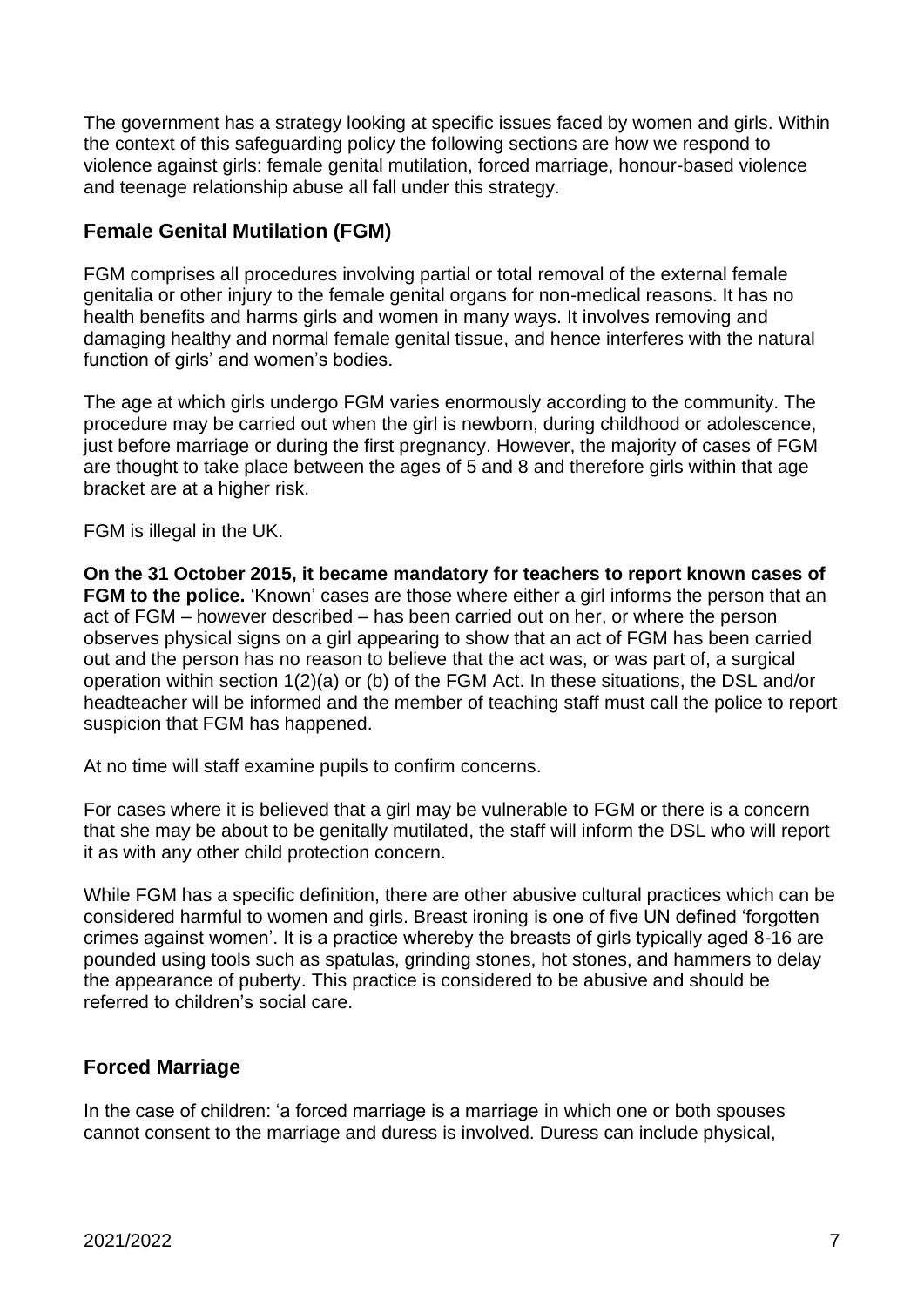The government has a strategy looking at specific issues faced by women and girls. Within the context of this safeguarding policy the following sections are how we respond to violence against girls: female genital mutilation, forced marriage, honour-based violence and teenage relationship abuse all fall under this strategy.

## Female Genital Mutilation (FGM)

FGM comprises all procedures involving partial or total removal of the external female genitalia or other injury to the female genital organs for non-medical reasons. It has no health benefits and harms girls and women in many ways. It involves removing and damaging healthy and normal female genital tissue, and hence interferes with the natural function of girls' and women's bodies.

The age at which girls undergo FGM varies enormously according to the community. The procedure may be carried out when the girl is newborn, during childhood or adolescence, just before marriage or during the first pregnancy. However, the majority of cases of FGM are thought to take place between the ages of 5 and 8 and therefore girls within that age bracket are at a higher risk.

FGM is illegal in the UK.

**On the 31 October 2015, it became mandatory for teachers to report known cases of FGM to the police.** 'Known' cases are those where either a girl informs the person that an act of FGM – however described – has been carried out on her, or where the person observes physical signs on a girl appearing to show that an act of FGM has been carried out and the person has no reason to believe that the act was, or was part of, a surgical operation within section 1(2)(a) or (b) of the FGM Act. In these situations, the DSL and/or headteacher will be informed and the member of teaching staff must call the police to report suspicion that FGM has happened.

At no time will staff examine pupils to confirm concerns.

For cases where it is believed that a girl may be vulnerable to FGM or there is a concern that she may be about to be genitally mutilated, the staff will inform the DSL who will report it as with any other child protection concern.

While FGM has a specific definition, there are other abusive cultural practices which can be considered harmful to women and girls. Breast ironing is one of five UN defined 'forgotten crimes against women'. It is a practice whereby the breasts of girls typically aged 8-16 are pounded using tools such as spatulas, grinding stones, hot stones, and hammers to delay the appearance of puberty. This practice is considered to be abusive and should be referred to children's social care.

## Forced Marriage

In the case of children: 'a forced marriage is a marriage in which one or both spouses cannot consent to the marriage and duress is involved. Duress can include physical,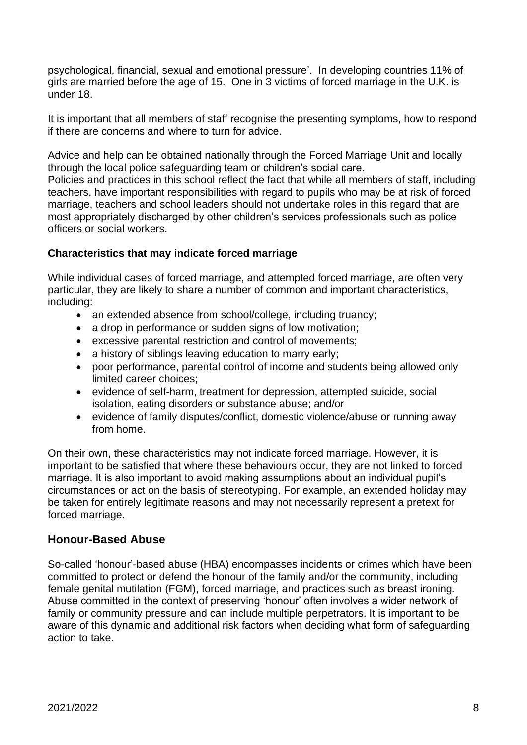psychological, financial, sexual and emotional pressure'. In developing countries 11% of girls are married before the age of 15. One in 3 victims of forced marriage in the U.K. is under 18.

It is important that all members of staff recognise the presenting symptoms, how to respond if there are concerns and where to turn for advice.

Advice and help can be obtained nationally through the Forced Marriage Unit and locally through the local police safeguarding team or children's social care.
Policies and practices in this school reflect the fact that while all members of staff, including teachers, have important responsibilities with regard to pupils who may be at risk of forced marriage, teachers and school leaders should not undertake roles in this regard that are most appropriately discharged by other children's services professionals such as police officers or social workers.

**Characteristics that may indicate forced marriage**

While individual cases of forced marriage, and attempted forced marriage, are often very particular, they are likely to share a number of common and important characteristics, including:

- an extended absence from school/college, including truancy;
- a drop in performance or sudden signs of low motivation;
- excessive parental restriction and control of movements;
- a history of siblings leaving education to marry early;
- poor performance, parental control of income and students being allowed only limited career choices;
- evidence of self-harm, treatment for depression, attempted suicide, social isolation, eating disorders or substance abuse; and/or
- evidence of family disputes/conflict, domestic violence/abuse or running away from home.

On their own, these characteristics may not indicate forced marriage. However, it is important to be satisfied that where these behaviours occur, they are not linked to forced marriage. It is also important to avoid making assumptions about an individual pupil's circumstances or act on the basis of stereotyping. For example, an extended holiday may be taken for entirely legitimate reasons and may not necessarily represent a pretext for forced marriage.

## Honour-Based Abuse

So-called 'honour'-based abuse (HBA) encompasses incidents or crimes which have been committed to protect or defend the honour of the family and/or the community, including female genital mutilation (FGM), forced marriage, and practices such as breast ironing. Abuse committed in the context of preserving 'honour' often involves a wider network of family or community pressure and can include multiple perpetrators. It is important to be aware of this dynamic and additional risk factors when deciding what form of safeguarding action to take.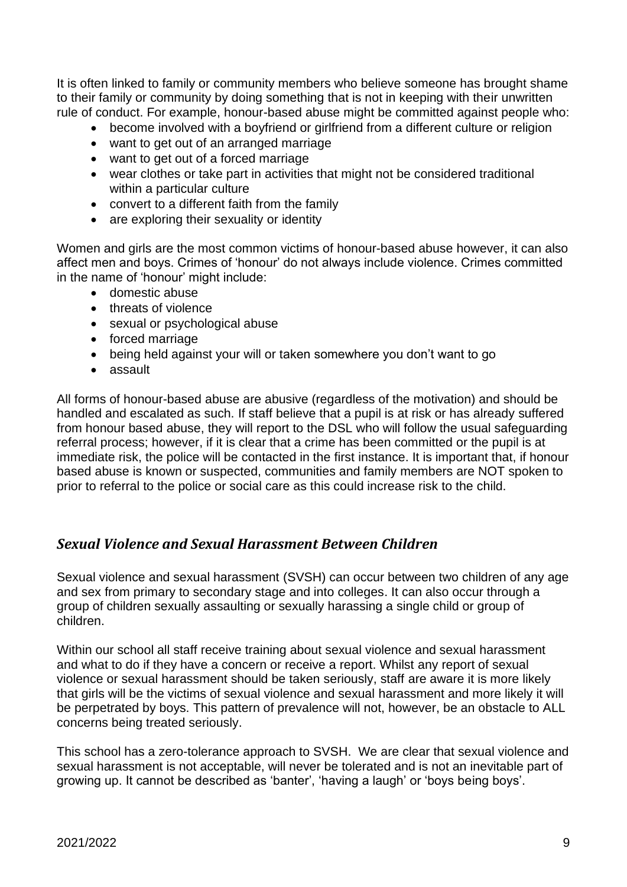It is often linked to family or community members who believe someone has brought shame to their family or community by doing something that is not in keeping with their unwritten rule of conduct. For example, honour-based abuse might be committed against people who:

- become involved with a boyfriend or girlfriend from a different culture or religion
- want to get out of an arranged marriage
- want to get out of a forced marriage
- wear clothes or take part in activities that might not be considered traditional within a particular culture
- convert to a different faith from the family
- are exploring their sexuality or identity

Women and girls are the most common victims of honour-based abuse however, it can also affect men and boys. Crimes of 'honour' do not always include violence. Crimes committed in the name of 'honour' might include:

- domestic abuse
- threats of violence
- sexual or psychological abuse
- forced marriage
- being held against your will or taken somewhere you don't want to go
- assault

All forms of honour-based abuse are abusive (regardless of the motivation) and should be handled and escalated as such. If staff believe that a pupil is at risk or has already suffered from honour based abuse, they will report to the DSL who will follow the usual safeguarding referral process; however, if it is clear that a crime has been committed or the pupil is at immediate risk, the police will be contacted in the first instance. It is important that, if honour based abuse is known or suspected, communities and family members are NOT spoken to prior to referral to the police or social care as this could increase risk to the child.

## *Sexual Violence and Sexual Harassment Between Children*

Sexual violence and sexual harassment (SVSH) can occur between two children of any age and sex from primary to secondary stage and into colleges. It can also occur through a group of children sexually assaulting or sexually harassing a single child or group of children.

Within our school all staff receive training about sexual violence and sexual harassment and what to do if they have a concern or receive a report. Whilst any report of sexual violence or sexual harassment should be taken seriously, staff are aware it is more likely that girls will be the victims of sexual violence and sexual harassment and more likely it will be perpetrated by boys. This pattern of prevalence will not, however, be an obstacle to ALL concerns being treated seriously.

This school has a zero-tolerance approach to SVSH. We are clear that sexual violence and sexual harassment is not acceptable, will never be tolerated and is not an inevitable part of growing up. It cannot be described as 'banter', 'having a laugh' or 'boys being boys'.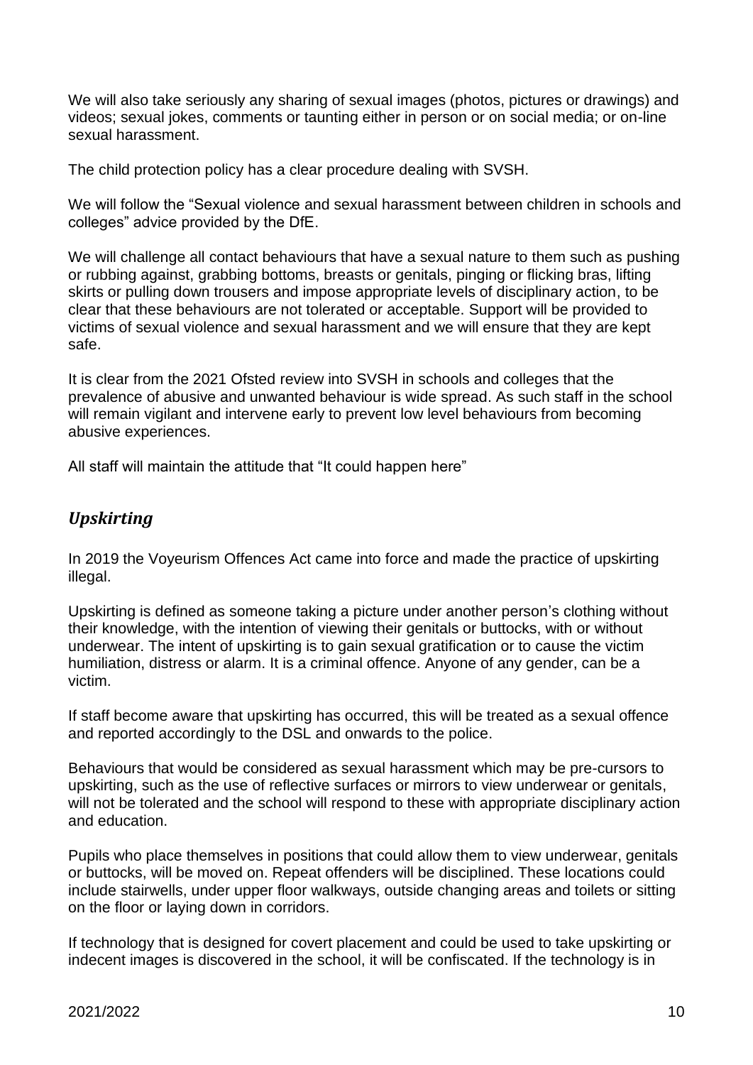We will also take seriously any sharing of sexual images (photos, pictures or drawings) and videos; sexual jokes, comments or taunting either in person or on social media; or on-line sexual harassment.

The child protection policy has a clear procedure dealing with SVSH.

We will follow the "Sexual violence and sexual harassment between children in schools and colleges" advice provided by the DfE.

We will challenge all contact behaviours that have a sexual nature to them such as pushing or rubbing against, grabbing bottoms, breasts or genitals, pinging or flicking bras, lifting skirts or pulling down trousers and impose appropriate levels of disciplinary action, to be clear that these behaviours are not tolerated or acceptable. Support will be provided to victims of sexual violence and sexual harassment and we will ensure that they are kept safe.

It is clear from the 2021 Ofsted review into SVSH in schools and colleges that the prevalence of abusive and unwanted behaviour is wide spread. As such staff in the school will remain vigilant and intervene early to prevent low level behaviours from becoming abusive experiences.

All staff will maintain the attitude that "It could happen here"

## *Upskirting*

In 2019 the Voyeurism Offences Act came into force and made the practice of upskirting illegal.

Upskirting is defined as someone taking a picture under another person's clothing without their knowledge, with the intention of viewing their genitals or buttocks, with or without underwear. The intent of upskirting is to gain sexual gratification or to cause the victim humiliation, distress or alarm. It is a criminal offence. Anyone of any gender, can be a victim.

If staff become aware that upskirting has occurred, this will be treated as a sexual offence and reported accordingly to the DSL and onwards to the police.

Behaviours that would be considered as sexual harassment which may be pre-cursors to upskirting, such as the use of reflective surfaces or mirrors to view underwear or genitals, will not be tolerated and the school will respond to these with appropriate disciplinary action and education.

Pupils who place themselves in positions that could allow them to view underwear, genitals or buttocks, will be moved on. Repeat offenders will be disciplined. These locations could include stairwells, under upper floor walkways, outside changing areas and toilets or sitting on the floor or laying down in corridors.

If technology that is designed for covert placement and could be used to take upskirting or indecent images is discovered in the school, it will be confiscated. If the technology is in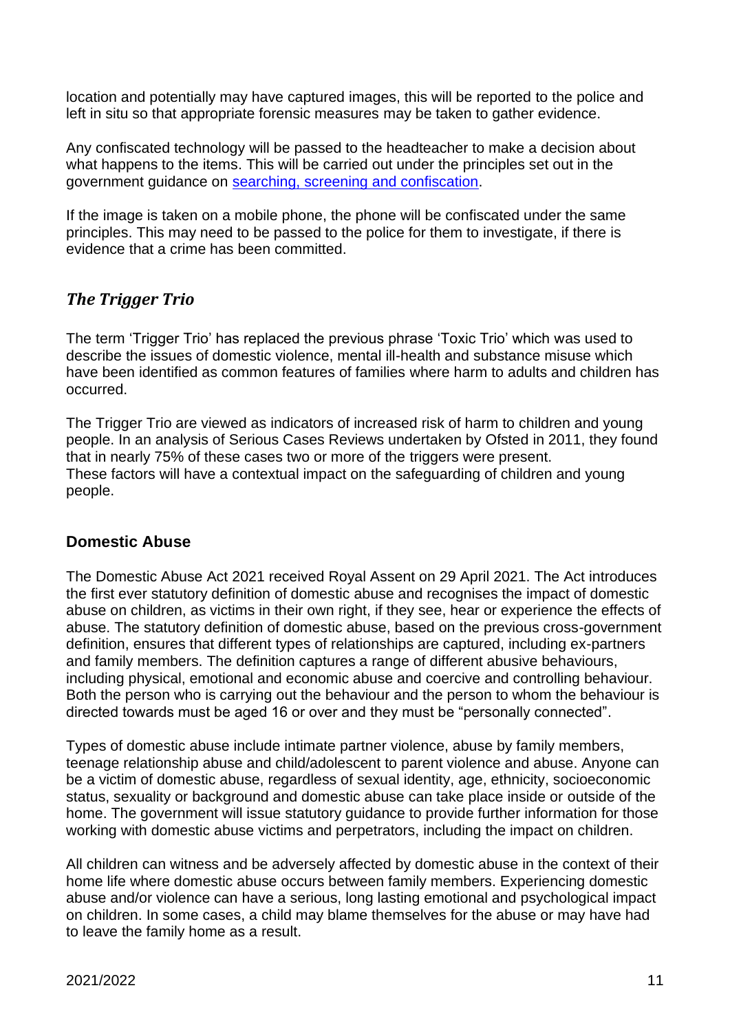location and potentially may have captured images, this will be reported to the police and left in situ so that appropriate forensic measures may be taken to gather evidence.

Any confiscated technology will be passed to the headteacher to make a decision about what happens to the items. This will be carried out under the principles set out in the government guidance on [searching, screening and confiscation](#).

If the image is taken on a mobile phone, the phone will be confiscated under the same principles. This may need to be passed to the police for them to investigate, if there is evidence that a crime has been committed.

## *The Trigger Trio*

The term 'Trigger Trio' has replaced the previous phrase 'Toxic Trio' which was used to describe the issues of domestic violence, mental ill-health and substance misuse which have been identified as common features of families where harm to adults and children has occurred.

The Trigger Trio are viewed as indicators of increased risk of harm to children and young people. In an analysis of Serious Cases Reviews undertaken by Ofsted in 2011, they found that in nearly 75% of these cases two or more of the triggers were present.
These factors will have a contextual impact on the safeguarding of children and young people.

### Domestic Abuse

The Domestic Abuse Act 2021 received Royal Assent on 29 April 2021. The Act introduces the first ever statutory definition of domestic abuse and recognises the impact of domestic abuse on children, as victims in their own right, if they see, hear or experience the effects of abuse. The statutory definition of domestic abuse, based on the previous cross-government definition, ensures that different types of relationships are captured, including ex-partners and family members. The definition captures a range of different abusive behaviours, including physical, emotional and economic abuse and coercive and controlling behaviour. Both the person who is carrying out the behaviour and the person to whom the behaviour is directed towards must be aged 16 or over and they must be "personally connected".

Types of domestic abuse include intimate partner violence, abuse by family members, teenage relationship abuse and child/adolescent to parent violence and abuse. Anyone can be a victim of domestic abuse, regardless of sexual identity, age, ethnicity, socioeconomic status, sexuality or background and domestic abuse can take place inside or outside of the home. The government will issue statutory guidance to provide further information for those working with domestic abuse victims and perpetrators, including the impact on children.

All children can witness and be adversely affected by domestic abuse in the context of their home life where domestic abuse occurs between family members. Experiencing domestic abuse and/or violence can have a serious, long lasting emotional and psychological impact on children. In some cases, a child may blame themselves for the abuse or may have had to leave the family home as a result.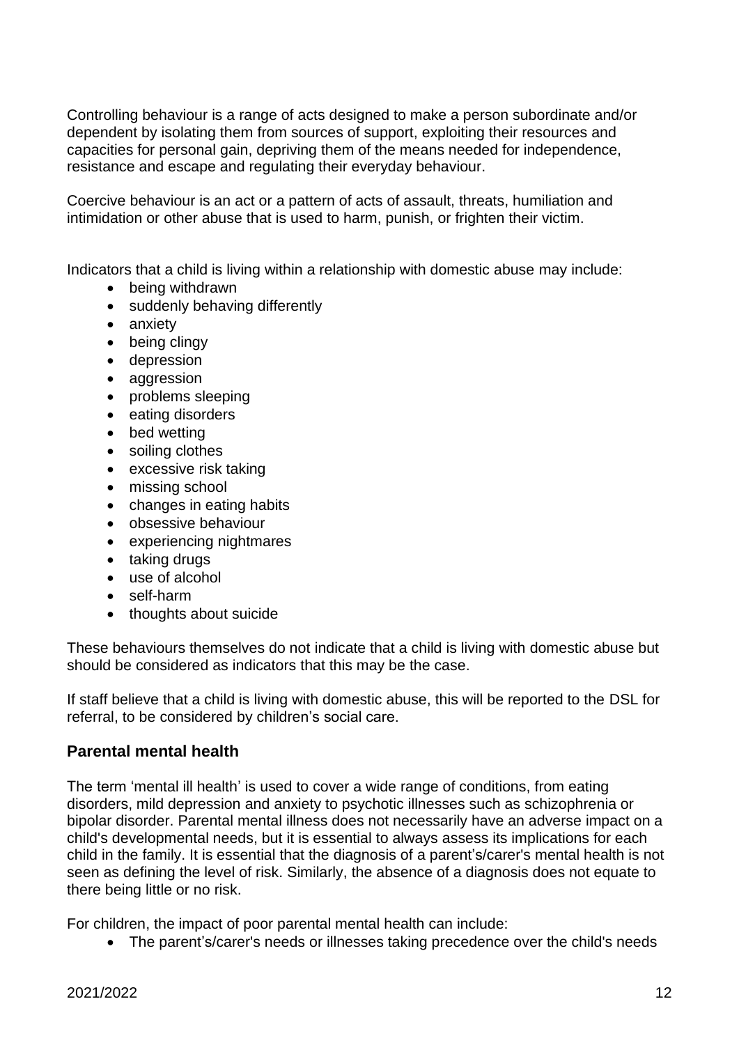Controlling behaviour is a range of acts designed to make a person subordinate and/or dependent by isolating them from sources of support, exploiting their resources and capacities for personal gain, depriving them of the means needed for independence, resistance and escape and regulating their everyday behaviour.

Coercive behaviour is an act or a pattern of acts of assault, threats, humiliation and intimidation or other abuse that is used to harm, punish, or frighten their victim.

Indicators that a child is living within a relationship with domestic abuse may include:

- being withdrawn
- suddenly behaving differently
- anxiety
- being clingy
- depression
- aggression
- problems sleeping
- eating disorders
- bed wetting
- soiling clothes
- excessive risk taking
- missing school
- changes in eating habits
- obsessive behaviour
- experiencing nightmares
- taking drugs
- use of alcohol
- self-harm
- thoughts about suicide

These behaviours themselves do not indicate that a child is living with domestic abuse but should be considered as indicators that this may be the case.

If staff believe that a child is living with domestic abuse, this will be reported to the DSL for referral, to be considered by children's social care.

## Parental mental health

The term 'mental ill health' is used to cover a wide range of conditions, from eating disorders, mild depression and anxiety to psychotic illnesses such as schizophrenia or bipolar disorder. Parental mental illness does not necessarily have an adverse impact on a child's developmental needs, but it is essential to always assess its implications for each child in the family. It is essential that the diagnosis of a parent's/carer's mental health is not seen as defining the level of risk. Similarly, the absence of a diagnosis does not equate to there being little or no risk.

For children, the impact of poor parental mental health can include:

- The parent's/carer's needs or illnesses taking precedence over the child's needs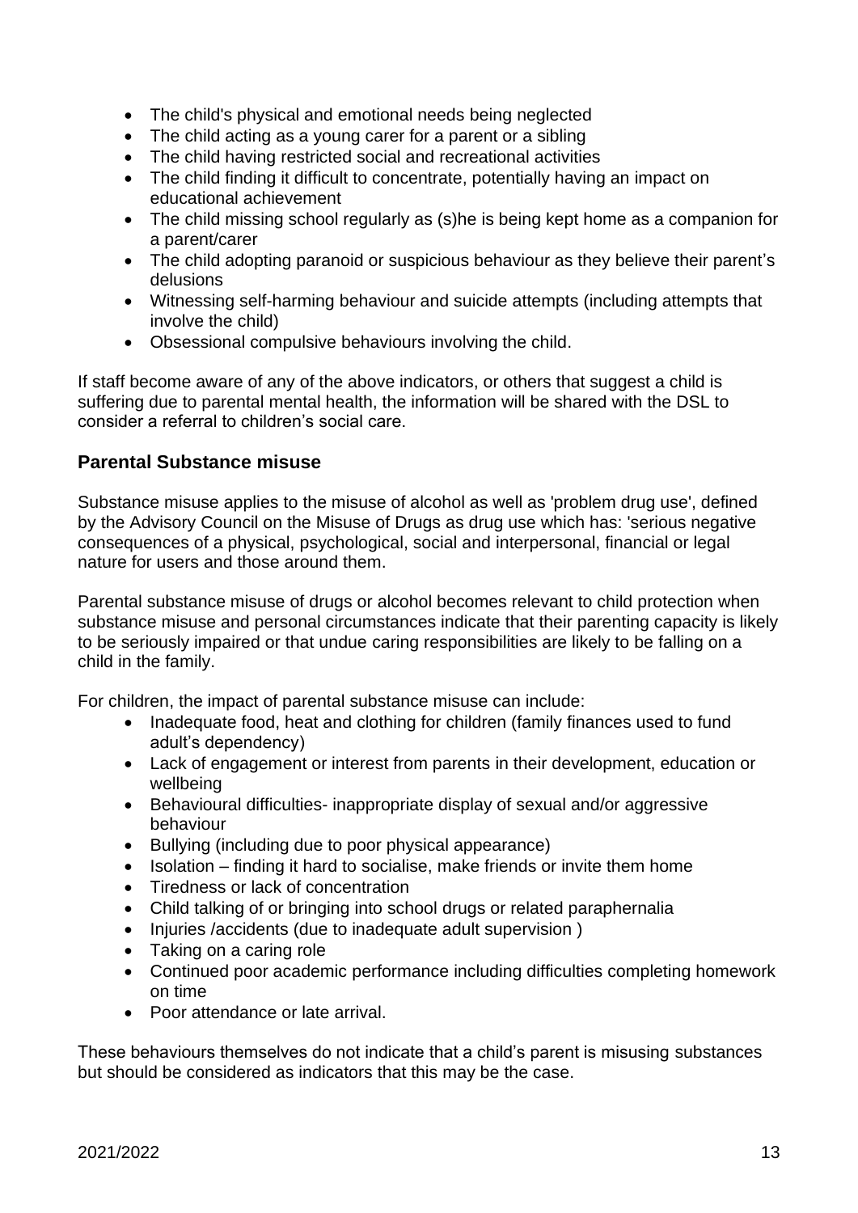- The child's physical and emotional needs being neglected
- The child acting as a young carer for a parent or a sibling
- The child having restricted social and recreational activities
- The child finding it difficult to concentrate, potentially having an impact on educational achievement
- The child missing school regularly as (s)he is being kept home as a companion for a parent/carer
- The child adopting paranoid or suspicious behaviour as they believe their parent's delusions
- Witnessing self-harming behaviour and suicide attempts (including attempts that involve the child)
- Obsessional compulsive behaviours involving the child.

If staff become aware of any of the above indicators, or others that suggest a child is suffering due to parental mental health, the information will be shared with the DSL to consider a referral to children's social care.

## Parental Substance misuse

Substance misuse applies to the misuse of alcohol as well as 'problem drug use', defined by the Advisory Council on the Misuse of Drugs as drug use which has: 'serious negative consequences of a physical, psychological, social and interpersonal, financial or legal nature for users and those around them.

Parental substance misuse of drugs or alcohol becomes relevant to child protection when substance misuse and personal circumstances indicate that their parenting capacity is likely to be seriously impaired or that undue caring responsibilities are likely to be falling on a child in the family.

For children, the impact of parental substance misuse can include:

- Inadequate food, heat and clothing for children (family finances used to fund adult's dependency)
- Lack of engagement or interest from parents in their development, education or wellbeing
- Behavioural difficulties- inappropriate display of sexual and/or aggressive behaviour
- Bullying (including due to poor physical appearance)
- Isolation – finding it hard to socialise, make friends or invite them home
- Tiredness or lack of concentration
- Child talking of or bringing into school drugs or related paraphernalia
- Injuries /accidents (due to inadequate adult supervision )
- Taking on a caring role
- Continued poor academic performance including difficulties completing homework on time
- Poor attendance or late arrival.

These behaviours themselves do not indicate that a child's parent is misusing substances but should be considered as indicators that this may be the case.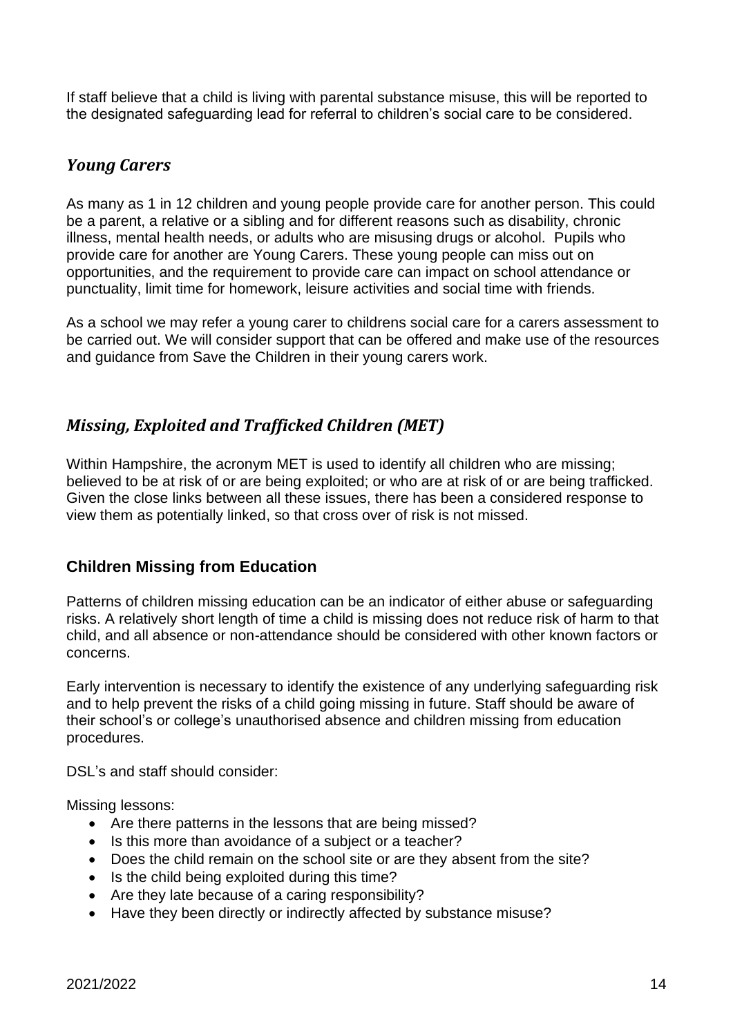If staff believe that a child is living with parental substance misuse, this will be reported to the designated safeguarding lead for referral to children's social care to be considered.

## *Young Carers*

As many as 1 in 12 children and young people provide care for another person. This could be a parent, a relative or a sibling and for different reasons such as disability, chronic illness, mental health needs, or adults who are misusing drugs or alcohol. Pupils who provide care for another are Young Carers. These young people can miss out on opportunities, and the requirement to provide care can impact on school attendance or punctuality, limit time for homework, leisure activities and social time with friends.

As a school we may refer a young carer to childrens social care for a carers assessment to be carried out. We will consider support that can be offered and make use of the resources and guidance from Save the Children in their young carers work.

## *Missing, Exploited and Trafficked Children (MET)*

Within Hampshire, the acronym MET is used to identify all children who are missing; believed to be at risk of or are being exploited; or who are at risk of or are being trafficked. Given the close links between all these issues, there has been a considered response to view them as potentially linked, so that cross over of risk is not missed.

### Children Missing from Education

Patterns of children missing education can be an indicator of either abuse or safeguarding risks. A relatively short length of time a child is missing does not reduce risk of harm to that child, and all absence or non-attendance should be considered with other known factors or concerns.

Early intervention is necessary to identify the existence of any underlying safeguarding risk and to help prevent the risks of a child going missing in future. Staff should be aware of their school's or college's unauthorised absence and children missing from education procedures.

DSL's and staff should consider:

Missing lessons:

- Are there patterns in the lessons that are being missed?
- Is this more than avoidance of a subject or a teacher?
- Does the child remain on the school site or are they absent from the site?
- Is the child being exploited during this time?
- Are they late because of a caring responsibility?
- Have they been directly or indirectly affected by substance misuse?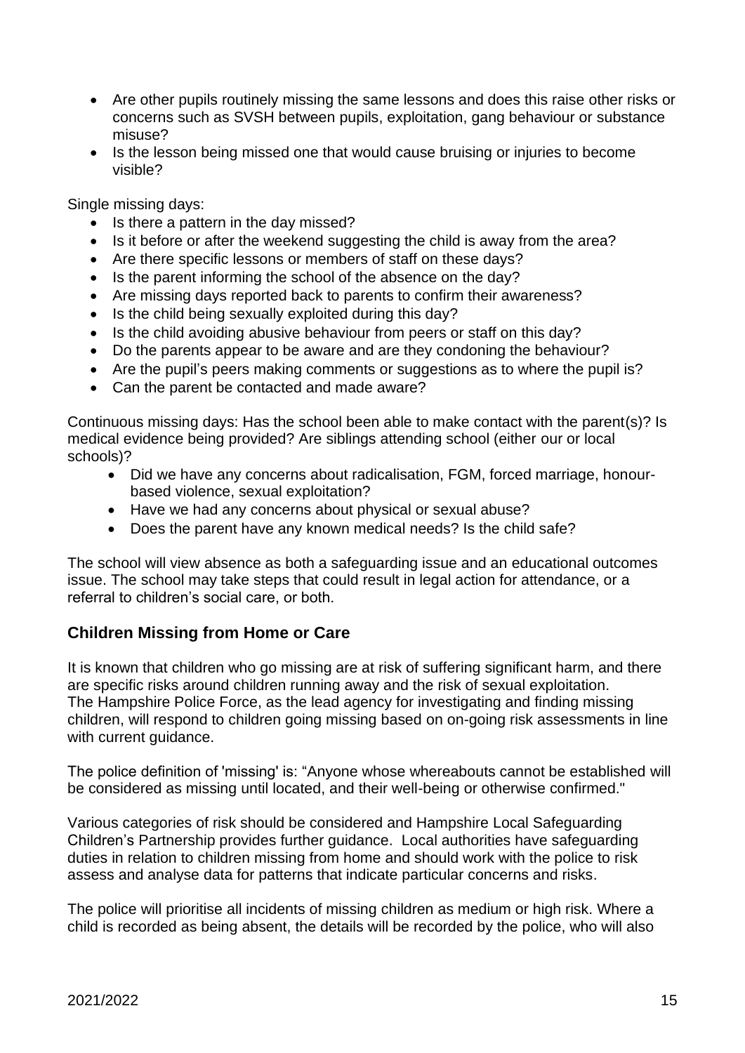- Are other pupils routinely missing the same lessons and does this raise other risks or concerns such as SVSH between pupils, exploitation, gang behaviour or substance misuse?
- Is the lesson being missed one that would cause bruising or injuries to become visible?

Single missing days:

- Is there a pattern in the day missed?
- Is it before or after the weekend suggesting the child is away from the area?
- Are there specific lessons or members of staff on these days?
- Is the parent informing the school of the absence on the day?
- Are missing days reported back to parents to confirm their awareness?
- Is the child being sexually exploited during this day?
- Is the child avoiding abusive behaviour from peers or staff on this day?
- Do the parents appear to be aware and are they condoning the behaviour?
- Are the pupil's peers making comments or suggestions as to where the pupil is?
- Can the parent be contacted and made aware?

Continuous missing days: Has the school been able to make contact with the parent(s)? Is medical evidence being provided? Are siblings attending school (either our or local schools)?

- Did we have any concerns about radicalisation, FGM, forced marriage, honour-based violence, sexual exploitation?
- Have we had any concerns about physical or sexual abuse?
- Does the parent have any known medical needs? Is the child safe?

The school will view absence as both a safeguarding issue and an educational outcomes issue. The school may take steps that could result in legal action for attendance, or a referral to children's social care, or both.

## Children Missing from Home or Care

It is known that children who go missing are at risk of suffering significant harm, and there are specific risks around children running away and the risk of sexual exploitation. The Hampshire Police Force, as the lead agency for investigating and finding missing children, will respond to children going missing based on on-going risk assessments in line with current guidance.

The police definition of 'missing' is: "Anyone whose whereabouts cannot be established will be considered as missing until located, and their well-being or otherwise confirmed."

Various categories of risk should be considered and Hampshire Local Safeguarding Children's Partnership provides further guidance. Local authorities have safeguarding duties in relation to children missing from home and should work with the police to risk assess and analyse data for patterns that indicate particular concerns and risks.

The police will prioritise all incidents of missing children as medium or high risk. Where a child is recorded as being absent, the details will be recorded by the police, who will also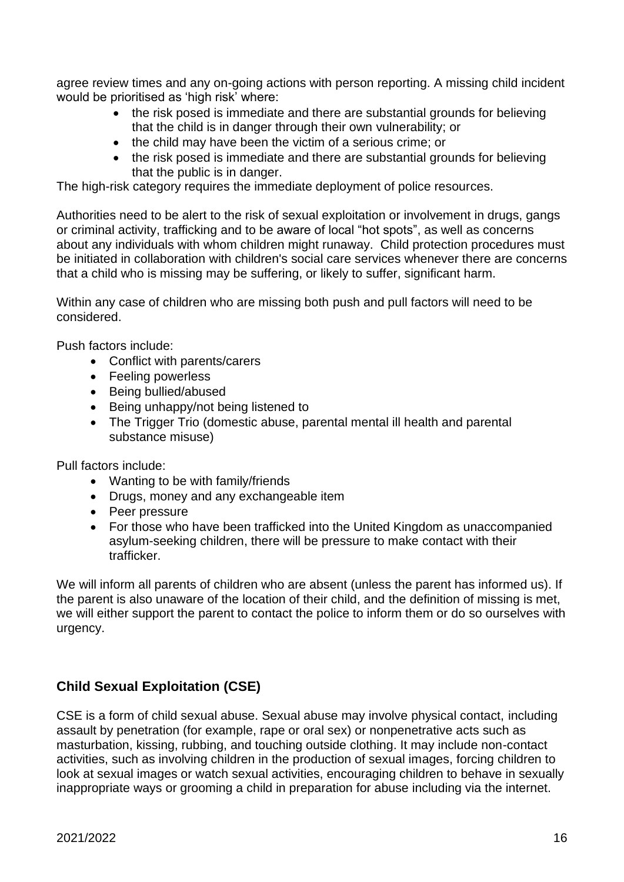agree review times and any on-going actions with person reporting. A missing child incident would be prioritised as 'high risk' where:

- the risk posed is immediate and there are substantial grounds for believing that the child is in danger through their own vulnerability; or
- the child may have been the victim of a serious crime; or
- the risk posed is immediate and there are substantial grounds for believing that the public is in danger.

The high-risk category requires the immediate deployment of police resources.

Authorities need to be alert to the risk of sexual exploitation or involvement in drugs, gangs or criminal activity, trafficking and to be aware of local "hot spots", as well as concerns about any individuals with whom children might runaway. Child protection procedures must be initiated in collaboration with children's social care services whenever there are concerns that a child who is missing may be suffering, or likely to suffer, significant harm.

Within any case of children who are missing both push and pull factors will need to be considered.

Push factors include:

- Conflict with parents/carers
- Feeling powerless
- Being bullied/abused
- Being unhappy/not being listened to
- The Trigger Trio (domestic abuse, parental mental ill health and parental substance misuse)

Pull factors include:

- Wanting to be with family/friends
- Drugs, money and any exchangeable item
- Peer pressure
- For those who have been trafficked into the United Kingdom as unaccompanied asylum-seeking children, there will be pressure to make contact with their trafficker.

We will inform all parents of children who are absent (unless the parent has informed us). If the parent is also unaware of the location of their child, and the definition of missing is met, we will either support the parent to contact the police to inform them or do so ourselves with urgency.

## Child Sexual Exploitation (CSE)

CSE is a form of child sexual abuse. Sexual abuse may involve physical contact, including assault by penetration (for example, rape or oral sex) or nonpenetrative acts such as masturbation, kissing, rubbing, and touching outside clothing. It may include non-contact activities, such as involving children in the production of sexual images, forcing children to look at sexual images or watch sexual activities, encouraging children to behave in sexually inappropriate ways or grooming a child in preparation for abuse including via the internet.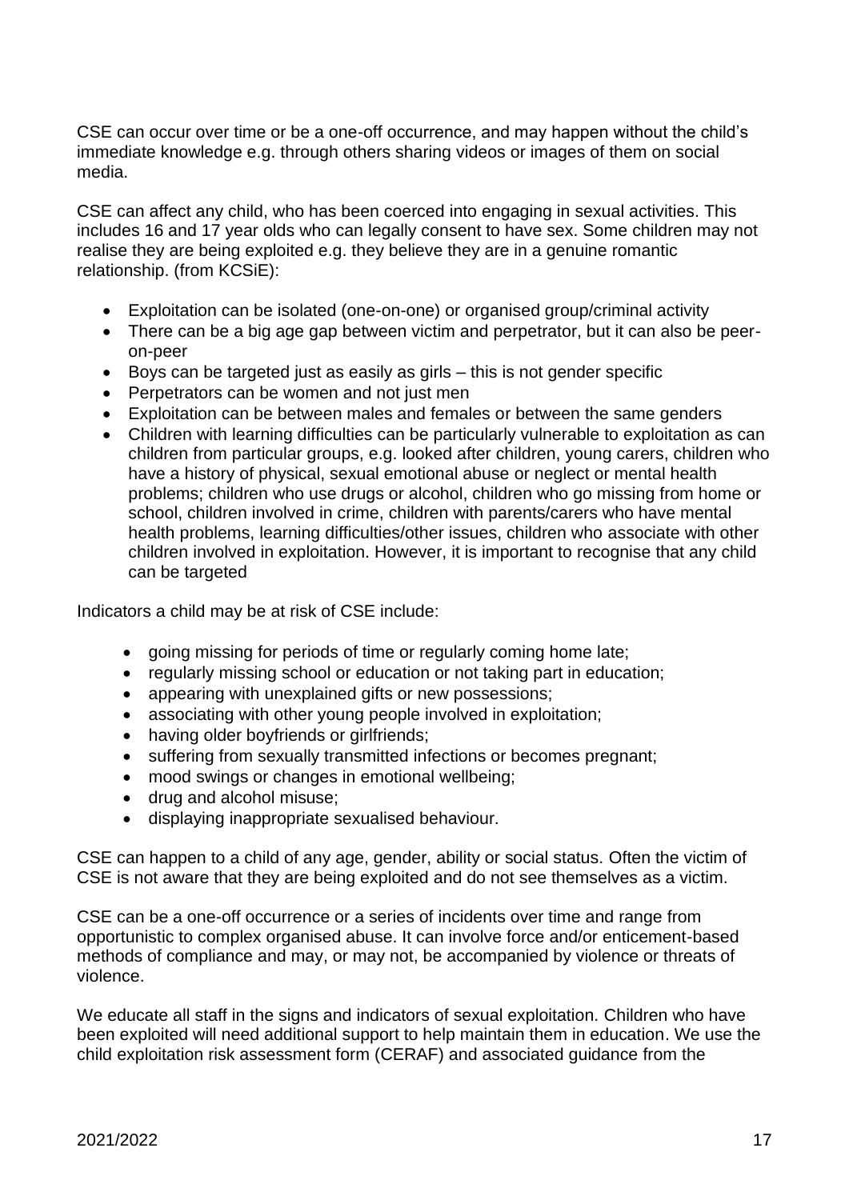CSE can occur over time or be a one-off occurrence, and may happen without the child's immediate knowledge e.g. through others sharing videos or images of them on social media.

CSE can affect any child, who has been coerced into engaging in sexual activities. This includes 16 and 17 year olds who can legally consent to have sex. Some children may not realise they are being exploited e.g. they believe they are in a genuine romantic relationship. (from KCSiE):

- Exploitation can be isolated (one-on-one) or organised group/criminal activity
- There can be a big age gap between victim and perpetrator, but it can also be peer-on-peer
- Boys can be targeted just as easily as girls – this is not gender specific
- Perpetrators can be women and not just men
- Exploitation can be between males and females or between the same genders
- Children with learning difficulties can be particularly vulnerable to exploitation as can children from particular groups, e.g. looked after children, young carers, children who have a history of physical, sexual emotional abuse or neglect or mental health problems; children who use drugs or alcohol, children who go missing from home or school, children involved in crime, children with parents/carers who have mental health problems, learning difficulties/other issues, children who associate with other children involved in exploitation. However, it is important to recognise that any child can be targeted

Indicators a child may be at risk of CSE include:

- going missing for periods of time or regularly coming home late;
- regularly missing school or education or not taking part in education;
- appearing with unexplained gifts or new possessions;
- associating with other young people involved in exploitation;
- having older boyfriends or girlfriends;
- suffering from sexually transmitted infections or becomes pregnant;
- mood swings or changes in emotional wellbeing;
- drug and alcohol misuse;
- displaying inappropriate sexualised behaviour.

CSE can happen to a child of any age, gender, ability or social status. Often the victim of CSE is not aware that they are being exploited and do not see themselves as a victim.

CSE can be a one-off occurrence or a series of incidents over time and range from opportunistic to complex organised abuse. It can involve force and/or enticement-based methods of compliance and may, or may not, be accompanied by violence or threats of violence.

We educate all staff in the signs and indicators of sexual exploitation. Children who have been exploited will need additional support to help maintain them in education. We use the child exploitation risk assessment form (CERAF) and associated guidance from the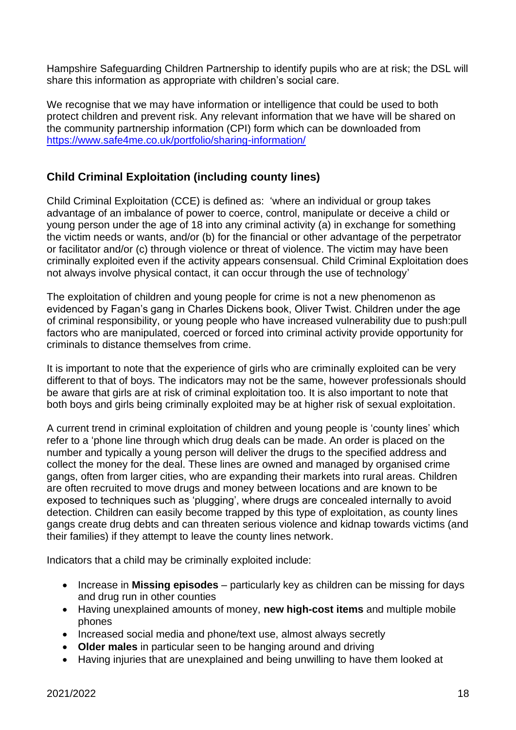Hampshire Safeguarding Children Partnership to identify pupils who are at risk; the DSL will share this information as appropriate with children's social care.

We recognise that we may have information or intelligence that could be used to both protect children and prevent risk. Any relevant information that we have will be shared on the community partnership information (CPI) form which can be downloaded from https://www.safe4me.co.uk/portfolio/sharing-information/

## Child Criminal Exploitation (including county lines)

Child Criminal Exploitation (CCE) is defined as: 'where an individual or group takes advantage of an imbalance of power to coerce, control, manipulate or deceive a child or young person under the age of 18 into any criminal activity (a) in exchange for something the victim needs or wants, and/or (b) for the financial or other advantage of the perpetrator or facilitator and/or (c) through violence or threat of violence. The victim may have been criminally exploited even if the activity appears consensual. Child Criminal Exploitation does not always involve physical contact, it can occur through the use of technology'

The exploitation of children and young people for crime is not a new phenomenon as evidenced by Fagan's gang in Charles Dickens book, Oliver Twist. Children under the age of criminal responsibility, or young people who have increased vulnerability due to push:pull factors who are manipulated, coerced or forced into criminal activity provide opportunity for criminals to distance themselves from crime.

It is important to note that the experience of girls who are criminally exploited can be very different to that of boys. The indicators may not be the same, however professionals should be aware that girls are at risk of criminal exploitation too. It is also important to note that both boys and girls being criminally exploited may be at higher risk of sexual exploitation.

A current trend in criminal exploitation of children and young people is 'county lines' which refer to a 'phone line through which drug deals can be made. An order is placed on the number and typically a young person will deliver the drugs to the specified address and collect the money for the deal. These lines are owned and managed by organised crime gangs, often from larger cities, who are expanding their markets into rural areas. Children are often recruited to move drugs and money between locations and are known to be exposed to techniques such as 'plugging', where drugs are concealed internally to avoid detection. Children can easily become trapped by this type of exploitation, as county lines gangs create drug debts and can threaten serious violence and kidnap towards victims (and their families) if they attempt to leave the county lines network.

Indicators that a child may be criminally exploited include:

- Increase in **Missing episodes** – particularly key as children can be missing for days and drug run in other counties
- Having unexplained amounts of money, **new high-cost items** and multiple mobile phones
- Increased social media and phone/text use, almost always secretly
- **Older males** in particular seen to be hanging around and driving
- Having injuries that are unexplained and being unwilling to have them looked at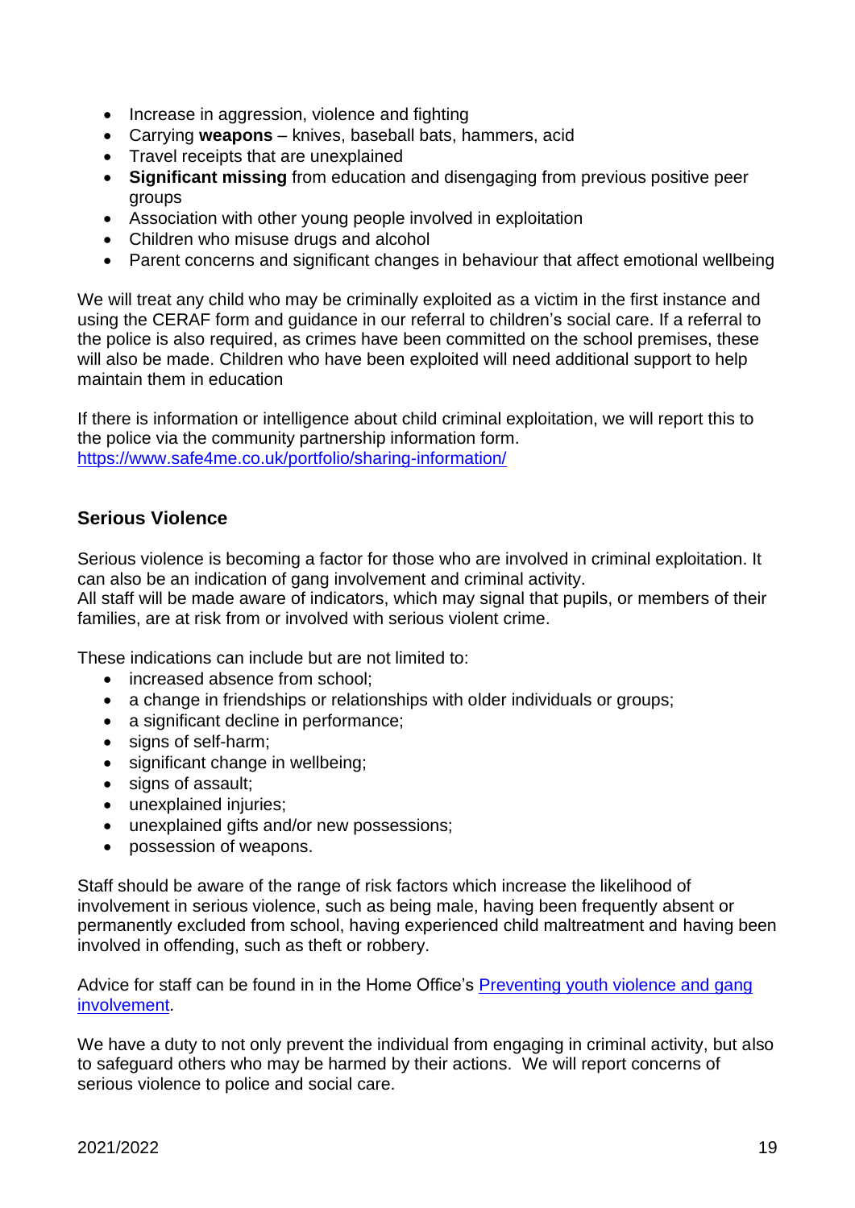- Increase in aggression, violence and fighting
- Carrying **weapons** – knives, baseball bats, hammers, acid
- Travel receipts that are unexplained
- **Significant missing** from education and disengaging from previous positive peer groups
- Association with other young people involved in exploitation
- Children who misuse drugs and alcohol
- Parent concerns and significant changes in behaviour that affect emotional wellbeing

We will treat any child who may be criminally exploited as a victim in the first instance and using the CERAF form and guidance in our referral to children's social care. If a referral to the police is also required, as crimes have been committed on the school premises, these will also be made. Children who have been exploited will need additional support to help maintain them in education

If there is information or intelligence about child criminal exploitation, we will report this to the police via the community partnership information form.
[https://www.safe4me.co.uk/portfolio/sharing-information/](https://www.safe4me.co.uk/portfolio/sharing-information/)

### Serious Violence

Serious violence is becoming a factor for those who are involved in criminal exploitation. It can also be an indication of gang involvement and criminal activity.
All staff will be made aware of indicators, which may signal that pupils, or members of their families, are at risk from or involved with serious violent crime.

These indications can include but are not limited to:

- increased absence from school;
- a change in friendships or relationships with older individuals or groups;
- a significant decline in performance;
- signs of self-harm;
- significant change in wellbeing;
- signs of assault;
- unexplained injuries;
- unexplained gifts and/or new possessions;
- possession of weapons.

Staff should be aware of the range of risk factors which increase the likelihood of involvement in serious violence, such as being male, having been frequently absent or permanently excluded from school, having experienced child maltreatment and having been involved in offending, such as theft or robbery.

Advice for staff can be found in in the Home Office's Preventing youth violence and gang involvement.

We have a duty to not only prevent the individual from engaging in criminal activity, but also to safeguard others who may be harmed by their actions. We will report concerns of serious violence to police and social care.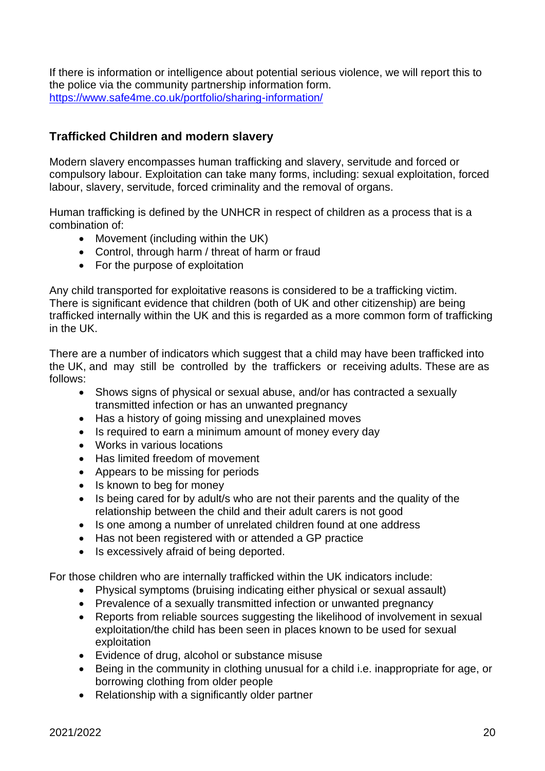If there is information or intelligence about potential serious violence, we will report this to the police via the community partnership information form. https://www.safe4me.co.uk/portfolio/sharing-information/

### Trafficked Children and modern slavery

Modern slavery encompasses human trafficking and slavery, servitude and forced or compulsory labour. Exploitation can take many forms, including: sexual exploitation, forced labour, slavery, servitude, forced criminality and the removal of organs.

Human trafficking is defined by the UNHCR in respect of children as a process that is a combination of:

- Movement (including within the UK)
- Control, through harm / threat of harm or fraud
- For the purpose of exploitation

Any child transported for exploitative reasons is considered to be a trafficking victim. There is significant evidence that children (both of UK and other citizenship) are being trafficked internally within the UK and this is regarded as a more common form of trafficking in the UK.

There are a number of indicators which suggest that a child may have been trafficked into the UK, and may still be controlled by the traffickers or receiving adults. These are as follows:

- Shows signs of physical or sexual abuse, and/or has contracted a sexually transmitted infection or has an unwanted pregnancy
- Has a history of going missing and unexplained moves
- Is required to earn a minimum amount of money every day
- Works in various locations
- Has limited freedom of movement
- Appears to be missing for periods
- Is known to beg for money
- Is being cared for by adult/s who are not their parents and the quality of the relationship between the child and their adult carers is not good
- Is one among a number of unrelated children found at one address
- Has not been registered with or attended a GP practice
- Is excessively afraid of being deported.

For those children who are internally trafficked within the UK indicators include:

- Physical symptoms (bruising indicating either physical or sexual assault)
- Prevalence of a sexually transmitted infection or unwanted pregnancy
- Reports from reliable sources suggesting the likelihood of involvement in sexual exploitation/the child has been seen in places known to be used for sexual exploitation
- Evidence of drug, alcohol or substance misuse
- Being in the community in clothing unusual for a child i.e. inappropriate for age, or borrowing clothing from older people
- Relationship with a significantly older partner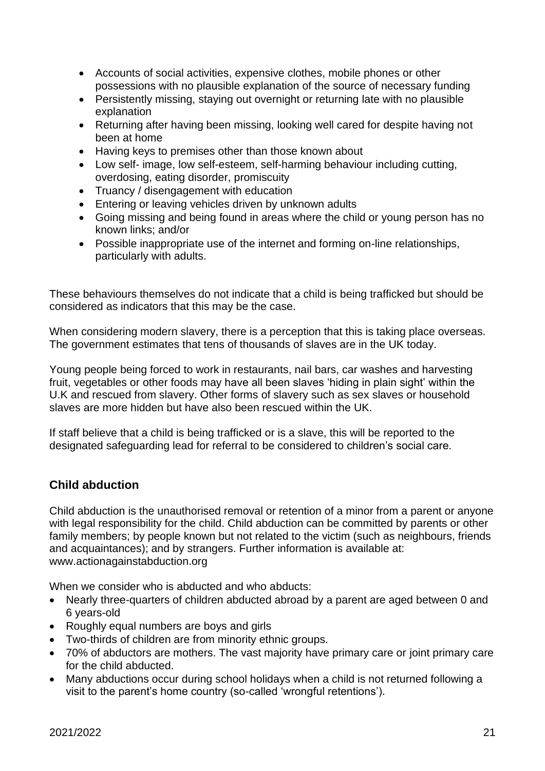- Accounts of social activities, expensive clothes, mobile phones or other possessions with no plausible explanation of the source of necessary funding
- Persistently missing, staying out overnight or returning late with no plausible explanation
- Returning after having been missing, looking well cared for despite having not been at home
- Having keys to premises other than those known about
- Low self- image, low self-esteem, self-harming behaviour including cutting, overdosing, eating disorder, promiscuity
- Truancy / disengagement with education
- Entering or leaving vehicles driven by unknown adults
- Going missing and being found in areas where the child or young person has no known links; and/or
- Possible inappropriate use of the internet and forming on-line relationships, particularly with adults.

These behaviours themselves do not indicate that a child is being trafficked but should be considered as indicators that this may be the case.

When considering modern slavery, there is a perception that this is taking place overseas. The government estimates that tens of thousands of slaves are in the UK today.

Young people being forced to work in restaurants, nail bars, car washes and harvesting fruit, vegetables or other foods may have all been slaves 'hiding in plain sight' within the U.K and rescued from slavery. Other forms of slavery such as sex slaves or household slaves are more hidden but have also been rescued within the UK.

If staff believe that a child is being trafficked or is a slave, this will be reported to the designated safeguarding lead for referral to be considered to children's social care.

## Child abduction

Child abduction is the unauthorised removal or retention of a minor from a parent or anyone with legal responsibility for the child. Child abduction can be committed by parents or other family members; by people known but not related to the victim (such as neighbours, friends and acquaintances); and by strangers. Further information is available at: www.actionagainstabduction.org

When we consider who is abducted and who abducts:

- Nearly three-quarters of children abducted abroad by a parent are aged between 0 and 6 years-old
- Roughly equal numbers are boys and girls
- Two-thirds of children are from minority ethnic groups.
- 70% of abductors are mothers. The vast majority have primary care or joint primary care for the child abducted.
- Many abductions occur during school holidays when a child is not returned following a visit to the parent's home country (so-called 'wrongful retentions').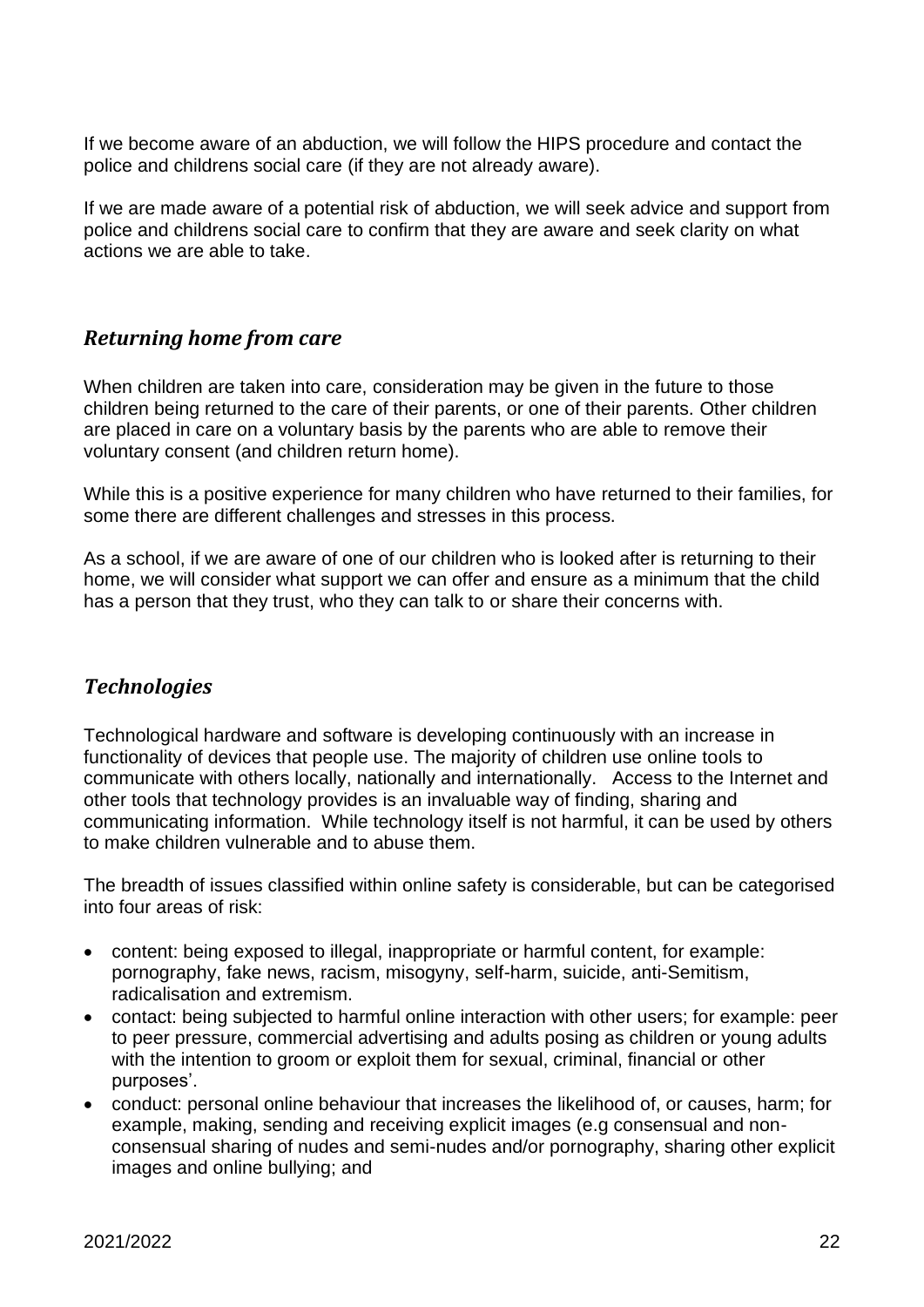If we become aware of an abduction, we will follow the HIPS procedure and contact the police and childrens social care (if they are not already aware).

If we are made aware of a potential risk of abduction, we will seek advice and support from police and childrens social care to confirm that they are aware and seek clarity on what actions we are able to take.

## *Returning home from care*

When children are taken into care, consideration may be given in the future to those children being returned to the care of their parents, or one of their parents. Other children are placed in care on a voluntary basis by the parents who are able to remove their voluntary consent (and children return home).

While this is a positive experience for many children who have returned to their families, for some there are different challenges and stresses in this process.

As a school, if we are aware of one of our children who is looked after is returning to their home, we will consider what support we can offer and ensure as a minimum that the child has a person that they trust, who they can talk to or share their concerns with.

## *Technologies*

Technological hardware and software is developing continuously with an increase in functionality of devices that people use. The majority of children use online tools to communicate with others locally, nationally and internationally. Access to the Internet and other tools that technology provides is an invaluable way of finding, sharing and communicating information. While technology itself is not harmful, it can be used by others to make children vulnerable and to abuse them.

The breadth of issues classified within online safety is considerable, but can be categorised into four areas of risk:

- content: being exposed to illegal, inappropriate or harmful content, for example: pornography, fake news, racism, misogyny, self-harm, suicide, anti-Semitism, radicalisation and extremism.
- contact: being subjected to harmful online interaction with other users; for example: peer to peer pressure, commercial advertising and adults posing as children or young adults with the intention to groom or exploit them for sexual, criminal, financial or other purposes'.
- conduct: personal online behaviour that increases the likelihood of, or causes, harm; for example, making, sending and receiving explicit images (e.g consensual and non-consensual sharing of nudes and semi-nudes and/or pornography, sharing other explicit images and online bullying; and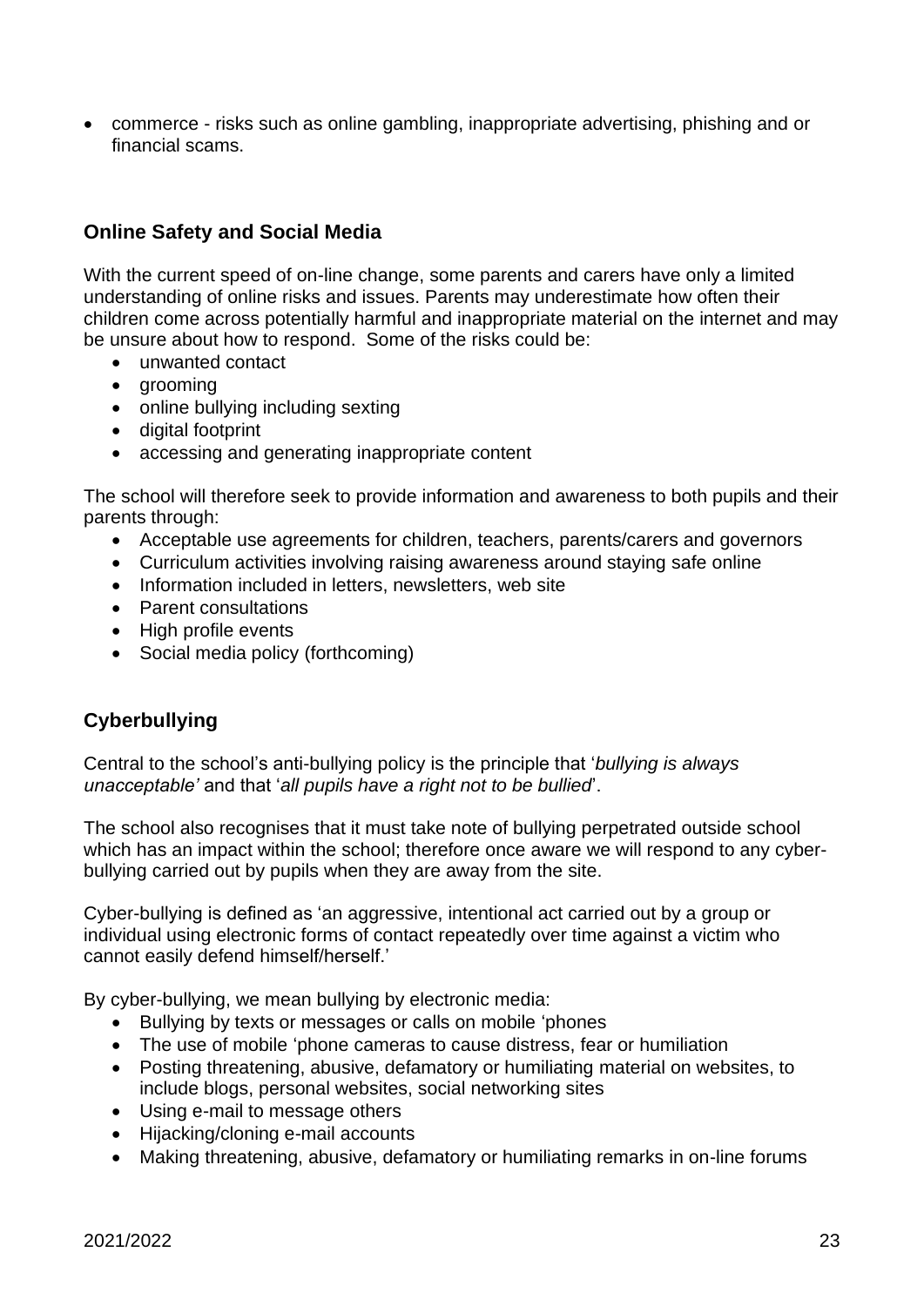- commerce - risks such as online gambling, inappropriate advertising, phishing and or financial scams.

## Online Safety and Social Media

With the current speed of on-line change, some parents and carers have only a limited understanding of online risks and issues. Parents may underestimate how often their children come across potentially harmful and inappropriate material on the internet and may be unsure about how to respond. Some of the risks could be:

- unwanted contact
- grooming
- online bullying including sexting
- digital footprint
- accessing and generating inappropriate content

The school will therefore seek to provide information and awareness to both pupils and their parents through:

- Acceptable use agreements for children, teachers, parents/carers and governors
- Curriculum activities involving raising awareness around staying safe online
- Information included in letters, newsletters, web site
- Parent consultations
- High profile events
- Social media policy (forthcoming)

## Cyberbullying

Central to the school's anti-bullying policy is the principle that '*bullying is always unacceptable'* and that '*all pupils have a right not to be bullied*'.

The school also recognises that it must take note of bullying perpetrated outside school which has an impact within the school; therefore once aware we will respond to any cyber-bullying carried out by pupils when they are away from the site.

Cyber-bullying is defined as 'an aggressive, intentional act carried out by a group or individual using electronic forms of contact repeatedly over time against a victim who cannot easily defend himself/herself.'

By cyber-bullying, we mean bullying by electronic media:

- Bullying by texts or messages or calls on mobile 'phones
- The use of mobile 'phone cameras to cause distress, fear or humiliation
- Posting threatening, abusive, defamatory or humiliating material on websites, to include blogs, personal websites, social networking sites
- Using e-mail to message others
- Hijacking/cloning e-mail accounts
- Making threatening, abusive, defamatory or humiliating remarks in on-line forums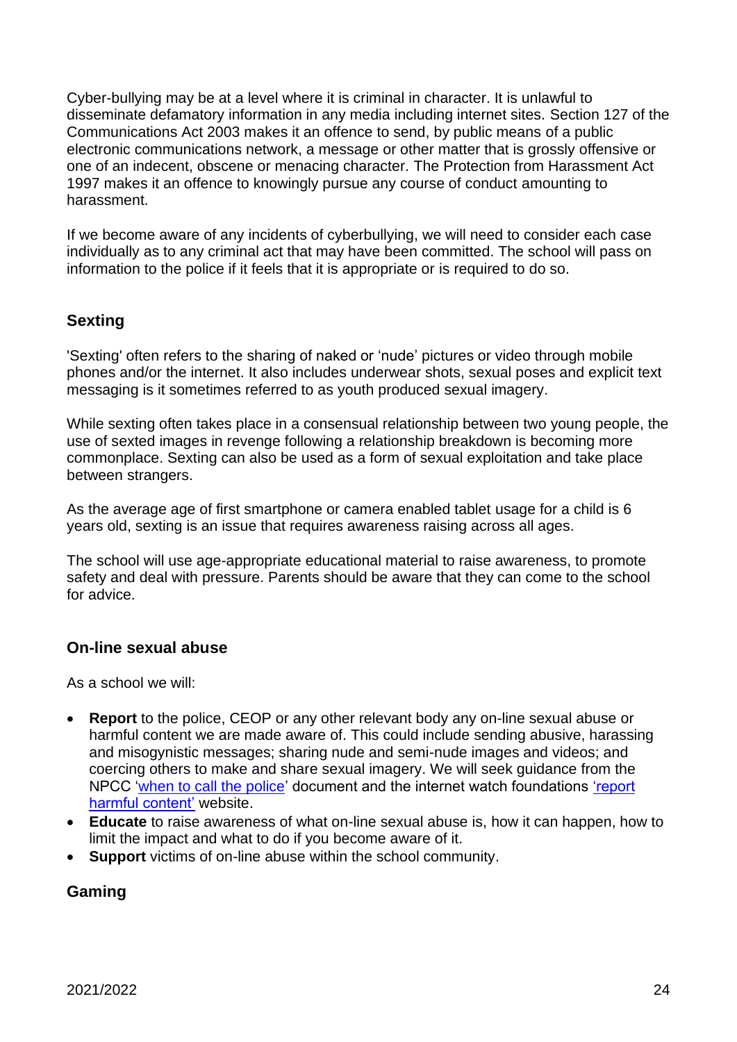Cyber-bullying may be at a level where it is criminal in character. It is unlawful to disseminate defamatory information in any media including internet sites. Section 127 of the Communications Act 2003 makes it an offence to send, by public means of a public electronic communications network, a message or other matter that is grossly offensive or one of an indecent, obscene or menacing character. The Protection from Harassment Act 1997 makes it an offence to knowingly pursue any course of conduct amounting to harassment.

If we become aware of any incidents of cyberbullying, we will need to consider each case individually as to any criminal act that may have been committed. The school will pass on information to the police if it feels that it is appropriate or is required to do so.

### Sexting

'Sexting' often refers to the sharing of naked or 'nude' pictures or video through mobile phones and/or the internet. It also includes underwear shots, sexual poses and explicit text messaging is it sometimes referred to as youth produced sexual imagery.

While sexting often takes place in a consensual relationship between two young people, the use of sexted images in revenge following a relationship breakdown is becoming more commonplace. Sexting can also be used as a form of sexual exploitation and take place between strangers.

As the average age of first smartphone or camera enabled tablet usage for a child is 6 years old, sexting is an issue that requires awareness raising across all ages.

The school will use age-appropriate educational material to raise awareness, to promote safety and deal with pressure. Parents should be aware that they can come to the school for advice.

### On-line sexual abuse

As a school we will:

- **Report** to the police, CEOP or any other relevant body any on-line sexual abuse or harmful content we are made aware of. This could include sending abusive, harassing and misogynistic messages; sharing nude and semi-nude images and videos; and coercing others to make and share sexual imagery. We will seek guidance from the NPCC 'when to call the police' document and the internet watch foundations 'report harmful content' website.
- **Educate** to raise awareness of what on-line sexual abuse is, how it can happen, how to limit the impact and what to do if you become aware of it.
- **Support** victims of on-line abuse within the school community.

### Gaming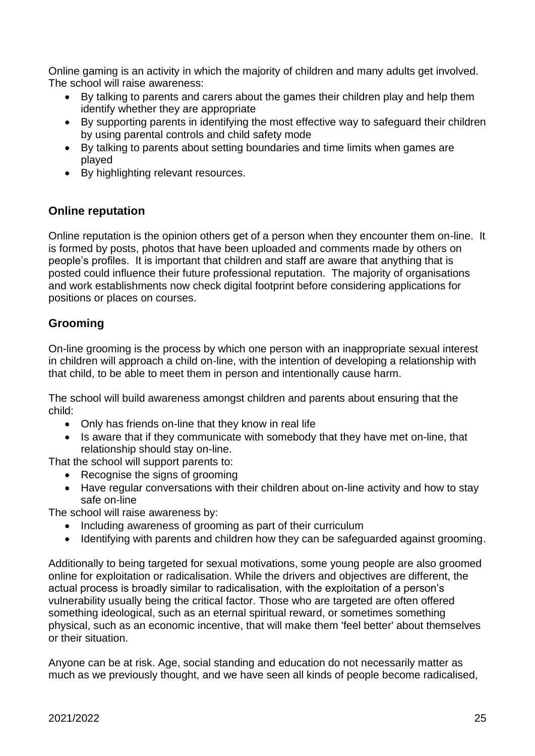Online gaming is an activity in which the majority of children and many adults get involved. The school will raise awareness:

- By talking to parents and carers about the games their children play and help them identify whether they are appropriate
- By supporting parents in identifying the most effective way to safeguard their children by using parental controls and child safety mode
- By talking to parents about setting boundaries and time limits when games are played
- By highlighting relevant resources.

## Online reputation

Online reputation is the opinion others get of a person when they encounter them on-line. It is formed by posts, photos that have been uploaded and comments made by others on people's profiles. It is important that children and staff are aware that anything that is posted could influence their future professional reputation. The majority of organisations and work establishments now check digital footprint before considering applications for positions or places on courses.

## Grooming

On-line grooming is the process by which one person with an inappropriate sexual interest in children will approach a child on-line, with the intention of developing a relationship with that child, to be able to meet them in person and intentionally cause harm.

The school will build awareness amongst children and parents about ensuring that the child:

- Only has friends on-line that they know in real life
- Is aware that if they communicate with somebody that they have met on-line, that relationship should stay on-line.

That the school will support parents to:

- Recognise the signs of grooming
- Have regular conversations with their children about on-line activity and how to stay safe on-line

The school will raise awareness by:

- Including awareness of grooming as part of their curriculum
- Identifying with parents and children how they can be safeguarded against grooming.

Additionally to being targeted for sexual motivations, some young people are also groomed online for exploitation or radicalisation. While the drivers and objectives are different, the actual process is broadly similar to radicalisation, with the exploitation of a person's vulnerability usually being the critical factor. Those who are targeted are often offered something ideological, such as an eternal spiritual reward, or sometimes something physical, such as an economic incentive, that will make them 'feel better' about themselves or their situation.

Anyone can be at risk. Age, social standing and education do not necessarily matter as much as we previously thought, and we have seen all kinds of people become radicalised,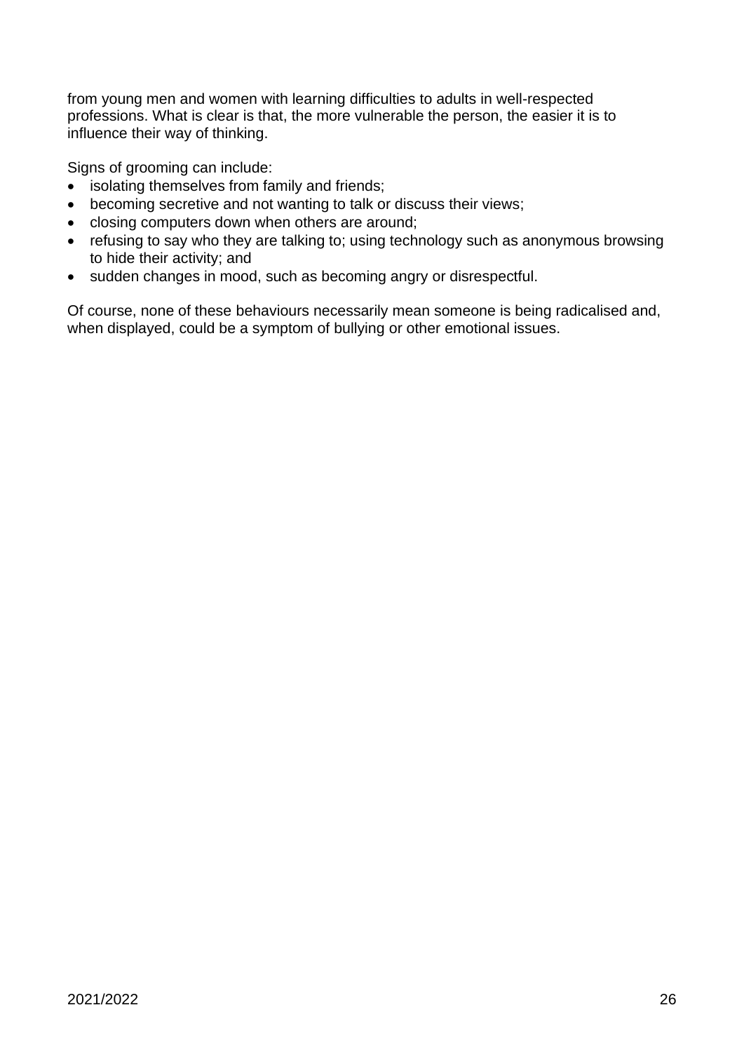from young men and women with learning difficulties to adults in well-respected professions. What is clear is that, the more vulnerable the person, the easier it is to influence their way of thinking.

Signs of grooming can include:

- isolating themselves from family and friends;
- becoming secretive and not wanting to talk or discuss their views;
- closing computers down when others are around;
- refusing to say who they are talking to; using technology such as anonymous browsing to hide their activity; and
- sudden changes in mood, such as becoming angry or disrespectful.

Of course, none of these behaviours necessarily mean someone is being radicalised and, when displayed, could be a symptom of bullying or other emotional issues.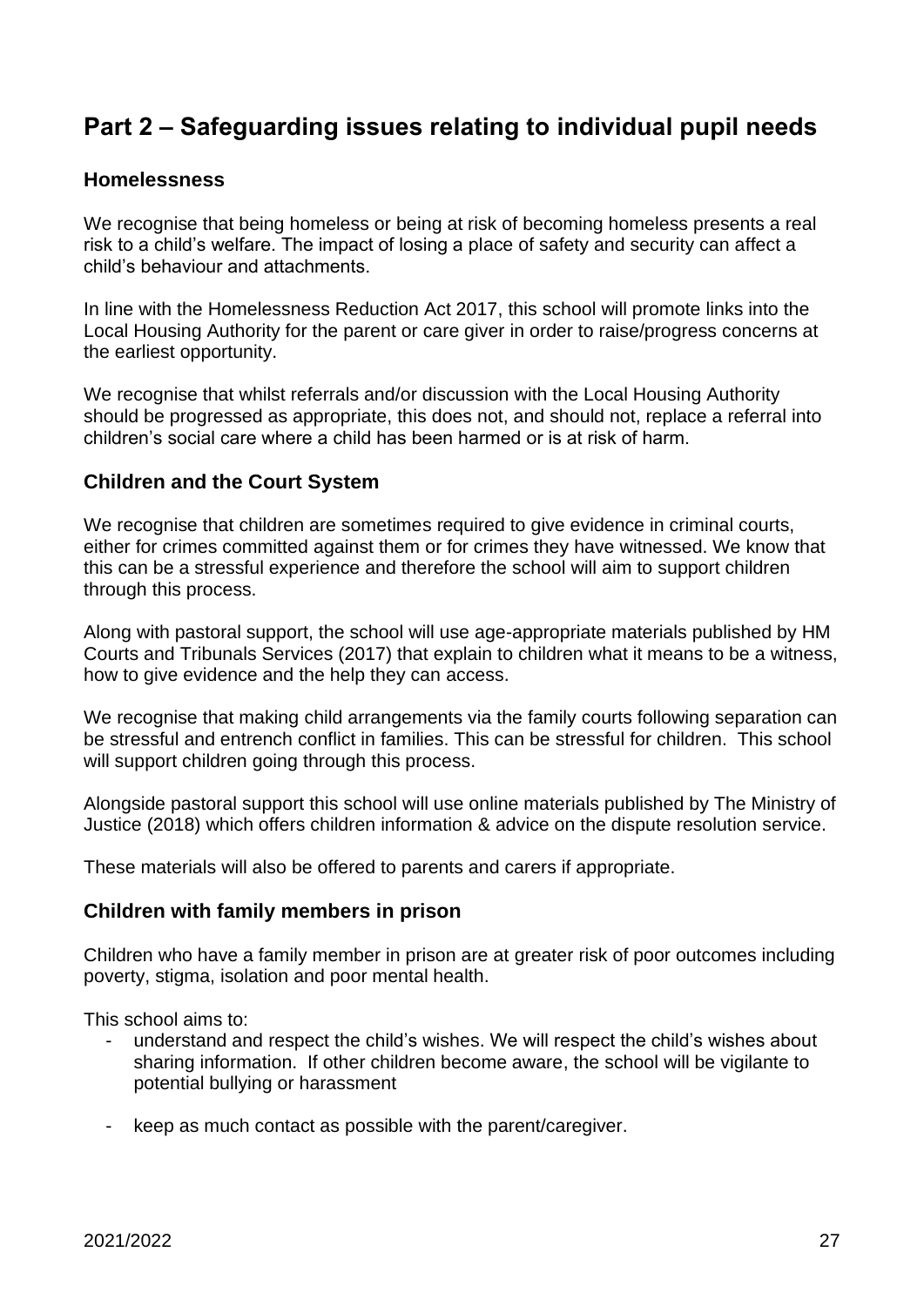## Part 2 – Safeguarding issues relating to individual pupil needs

### Homelessness

We recognise that being homeless or being at risk of becoming homeless presents a real risk to a child's welfare. The impact of losing a place of safety and security can affect a child's behaviour and attachments.

In line with the Homelessness Reduction Act 2017, this school will promote links into the Local Housing Authority for the parent or care giver in order to raise/progress concerns at the earliest opportunity.

We recognise that whilst referrals and/or discussion with the Local Housing Authority should be progressed as appropriate, this does not, and should not, replace a referral into children's social care where a child has been harmed or is at risk of harm.

### Children and the Court System

We recognise that children are sometimes required to give evidence in criminal courts, either for crimes committed against them or for crimes they have witnessed. We know that this can be a stressful experience and therefore the school will aim to support children through this process.

Along with pastoral support, the school will use age-appropriate materials published by HM Courts and Tribunals Services (2017) that explain to children what it means to be a witness, how to give evidence and the help they can access.

We recognise that making child arrangements via the family courts following separation can be stressful and entrench conflict in families. This can be stressful for children. This school will support children going through this process.

Alongside pastoral support this school will use online materials published by The Ministry of Justice (2018) which offers children information & advice on the dispute resolution service.

These materials will also be offered to parents and carers if appropriate.

### Children with family members in prison

Children who have a family member in prison are at greater risk of poor outcomes including poverty, stigma, isolation and poor mental health.

This school aims to:

- understand and respect the child's wishes. We will respect the child's wishes about sharing information. If other children become aware, the school will be vigilante to potential bullying or harassment
- keep as much contact as possible with the parent/caregiver.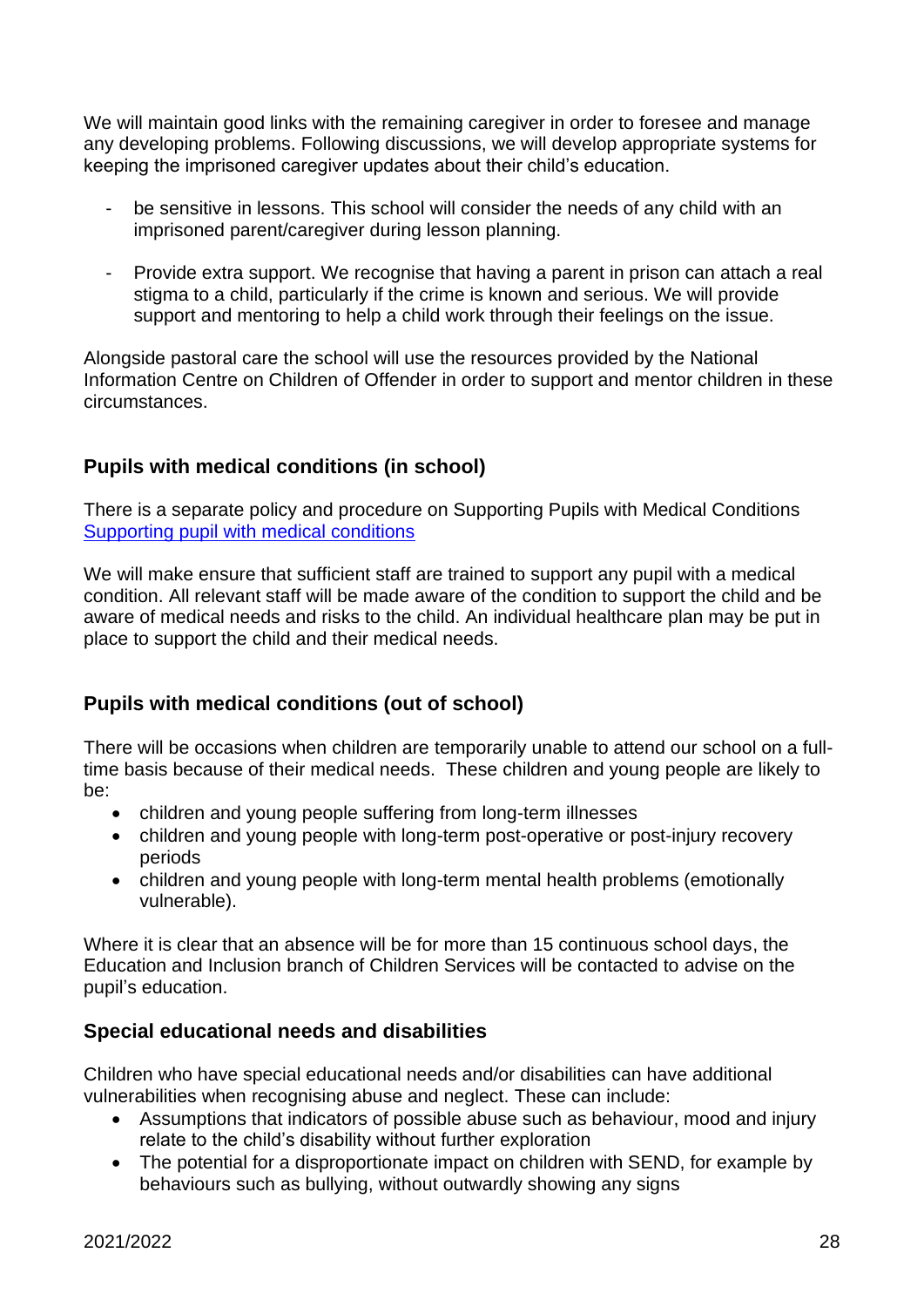We will maintain good links with the remaining caregiver in order to foresee and manage any developing problems. Following discussions, we will develop appropriate systems for keeping the imprisoned caregiver updates about their child's education.

- be sensitive in lessons. This school will consider the needs of any child with an imprisoned parent/caregiver during lesson planning.

- Provide extra support. We recognise that having a parent in prison can attach a real stigma to a child, particularly if the crime is known and serious. We will provide support and mentoring to help a child work through their feelings on the issue.

Alongside pastoral care the school will use the resources provided by the National Information Centre on Children of Offender in order to support and mentor children in these circumstances.

### Pupils with medical conditions (in school)

There is a separate policy and procedure on Supporting Pupils with Medical Conditions [Supporting pupil with medical conditions]()

We will make ensure that sufficient staff are trained to support any pupil with a medical condition. All relevant staff will be made aware of the condition to support the child and be aware of medical needs and risks to the child. An individual healthcare plan may be put in place to support the child and their medical needs.

### Pupils with medical conditions (out of school)

There will be occasions when children are temporarily unable to attend our school on a full-time basis because of their medical needs. These children and young people are likely to be:

- children and young people suffering from long-term illnesses
- children and young people with long-term post-operative or post-injury recovery periods
- children and young people with long-term mental health problems (emotionally vulnerable).

Where it is clear that an absence will be for more than 15 continuous school days, the Education and Inclusion branch of Children Services will be contacted to advise on the pupil's education.

### Special educational needs and disabilities

Children who have special educational needs and/or disabilities can have additional vulnerabilities when recognising abuse and neglect. These can include:

- Assumptions that indicators of possible abuse such as behaviour, mood and injury relate to the child's disability without further exploration
- The potential for a disproportionate impact on children with SEND, for example by behaviours such as bullying, without outwardly showing any signs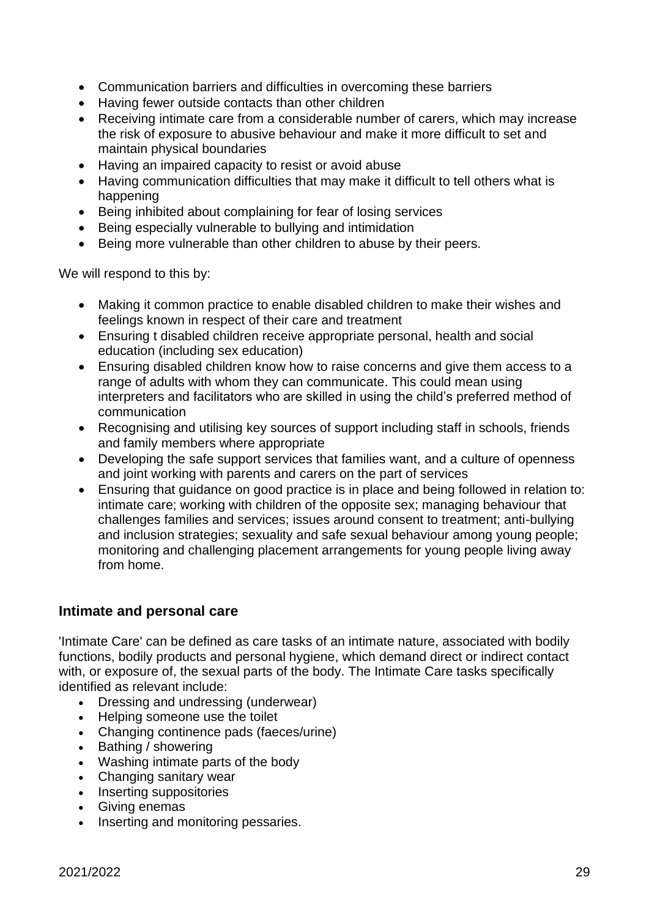- Communication barriers and difficulties in overcoming these barriers
- Having fewer outside contacts than other children
- Receiving intimate care from a considerable number of carers, which may increase the risk of exposure to abusive behaviour and make it more difficult to set and maintain physical boundaries
- Having an impaired capacity to resist or avoid abuse
- Having communication difficulties that may make it difficult to tell others what is happening
- Being inhibited about complaining for fear of losing services
- Being especially vulnerable to bullying and intimidation
- Being more vulnerable than other children to abuse by their peers.

We will respond to this by:

- Making it common practice to enable disabled children to make their wishes and feelings known in respect of their care and treatment
- Ensuring t disabled children receive appropriate personal, health and social education (including sex education)
- Ensuring disabled children know how to raise concerns and give them access to a range of adults with whom they can communicate. This could mean using interpreters and facilitators who are skilled in using the child's preferred method of communication
- Recognising and utilising key sources of support including staff in schools, friends and family members where appropriate
- Developing the safe support services that families want, and a culture of openness and joint working with parents and carers on the part of services
- Ensuring that guidance on good practice is in place and being followed in relation to: intimate care; working with children of the opposite sex; managing behaviour that challenges families and services; issues around consent to treatment; anti-bullying and inclusion strategies; sexuality and safe sexual behaviour among young people; monitoring and challenging placement arrangements for young people living away from home.

## Intimate and personal care

'Intimate Care' can be defined as care tasks of an intimate nature, associated with bodily functions, bodily products and personal hygiene, which demand direct or indirect contact with, or exposure of, the sexual parts of the body. The Intimate Care tasks specifically identified as relevant include:

- Dressing and undressing (underwear)
- Helping someone use the toilet
- Changing continence pads (faeces/urine)
- Bathing / showering
- Washing intimate parts of the body
- Changing sanitary wear
- Inserting suppositories
- Giving enemas
- Inserting and monitoring pessaries.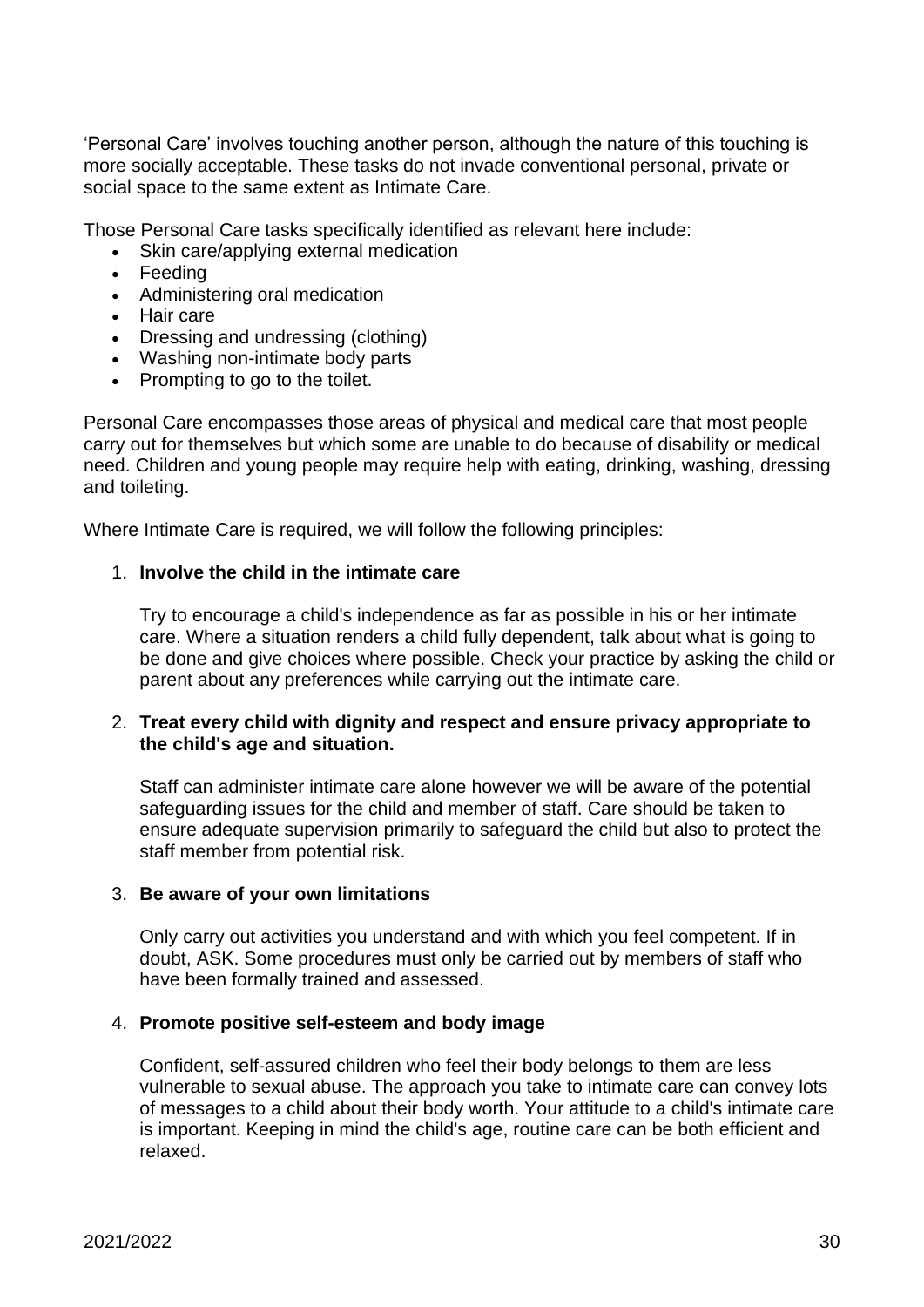'Personal Care' involves touching another person, although the nature of this touching is more socially acceptable. These tasks do not invade conventional personal, private or social space to the same extent as Intimate Care.

Those Personal Care tasks specifically identified as relevant here include:

- Skin care/applying external medication
- Feeding
- Administering oral medication
- Hair care
- Dressing and undressing (clothing)
- Washing non-intimate body parts
- Prompting to go to the toilet.

Personal Care encompasses those areas of physical and medical care that most people carry out for themselves but which some are unable to do because of disability or medical need. Children and young people may require help with eating, drinking, washing, dressing and toileting.

Where Intimate Care is required, we will follow the following principles:

1. **Involve the child in the intimate care**

   Try to encourage a child's independence as far as possible in his or her intimate care. Where a situation renders a child fully dependent, talk about what is going to be done and give choices where possible. Check your practice by asking the child or parent about any preferences while carrying out the intimate care.

2. **Treat every child with dignity and respect and ensure privacy appropriate to the child's age and situation.**

   Staff can administer intimate care alone however we will be aware of the potential safeguarding issues for the child and member of staff. Care should be taken to ensure adequate supervision primarily to safeguard the child but also to protect the staff member from potential risk.

3. **Be aware of your own limitations**

   Only carry out activities you understand and with which you feel competent. If in doubt, ASK. Some procedures must only be carried out by members of staff who have been formally trained and assessed.

4. **Promote positive self-esteem and body image**

   Confident, self-assured children who feel their body belongs to them are less vulnerable to sexual abuse. The approach you take to intimate care can convey lots of messages to a child about their body worth. Your attitude to a child's intimate care is important. Keeping in mind the child's age, routine care can be both efficient and relaxed.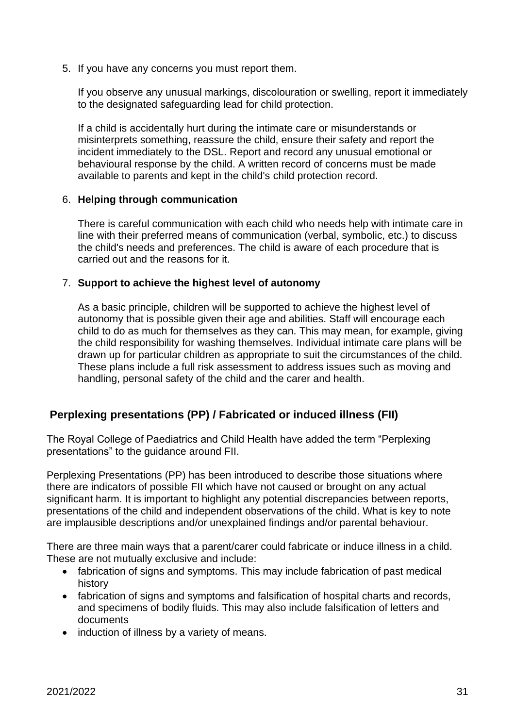5. If you have any concerns you must report them.

   If you observe any unusual markings, discolouration or swelling, report it immediately to the designated safeguarding lead for child protection.

   If a child is accidentally hurt during the intimate care or misunderstands or misinterprets something, reassure the child, ensure their safety and report the incident immediately to the DSL. Report and record any unusual emotional or behavioural response by the child. A written record of concerns must be made available to parents and kept in the child's child protection record.

6. **Helping through communication**

   There is careful communication with each child who needs help with intimate care in line with their preferred means of communication (verbal, symbolic, etc.) to discuss the child's needs and preferences. The child is aware of each procedure that is carried out and the reasons for it.

7. **Support to achieve the highest level of autonomy**

   As a basic principle, children will be supported to achieve the highest level of autonomy that is possible given their age and abilities. Staff will encourage each child to do as much for themselves as they can. This may mean, for example, giving the child responsibility for washing themselves. Individual intimate care plans will be drawn up for particular children as appropriate to suit the circumstances of the child. These plans include a full risk assessment to address issues such as moving and handling, personal safety of the child and the carer and health.

## Perplexing presentations (PP) / Fabricated or induced illness (FII)

The Royal College of Paediatrics and Child Health have added the term "Perplexing presentations" to the guidance around FII.

Perplexing Presentations (PP) has been introduced to describe those situations where there are indicators of possible FII which have not caused or brought on any actual significant harm. It is important to highlight any potential discrepancies between reports, presentations of the child and independent observations of the child. What is key to note are implausible descriptions and/or unexplained findings and/or parental behaviour.

There are three main ways that a parent/carer could fabricate or induce illness in a child. These are not mutually exclusive and include:

- fabrication of signs and symptoms. This may include fabrication of past medical history
- fabrication of signs and symptoms and falsification of hospital charts and records, and specimens of bodily fluids. This may also include falsification of letters and documents
- induction of illness by a variety of means.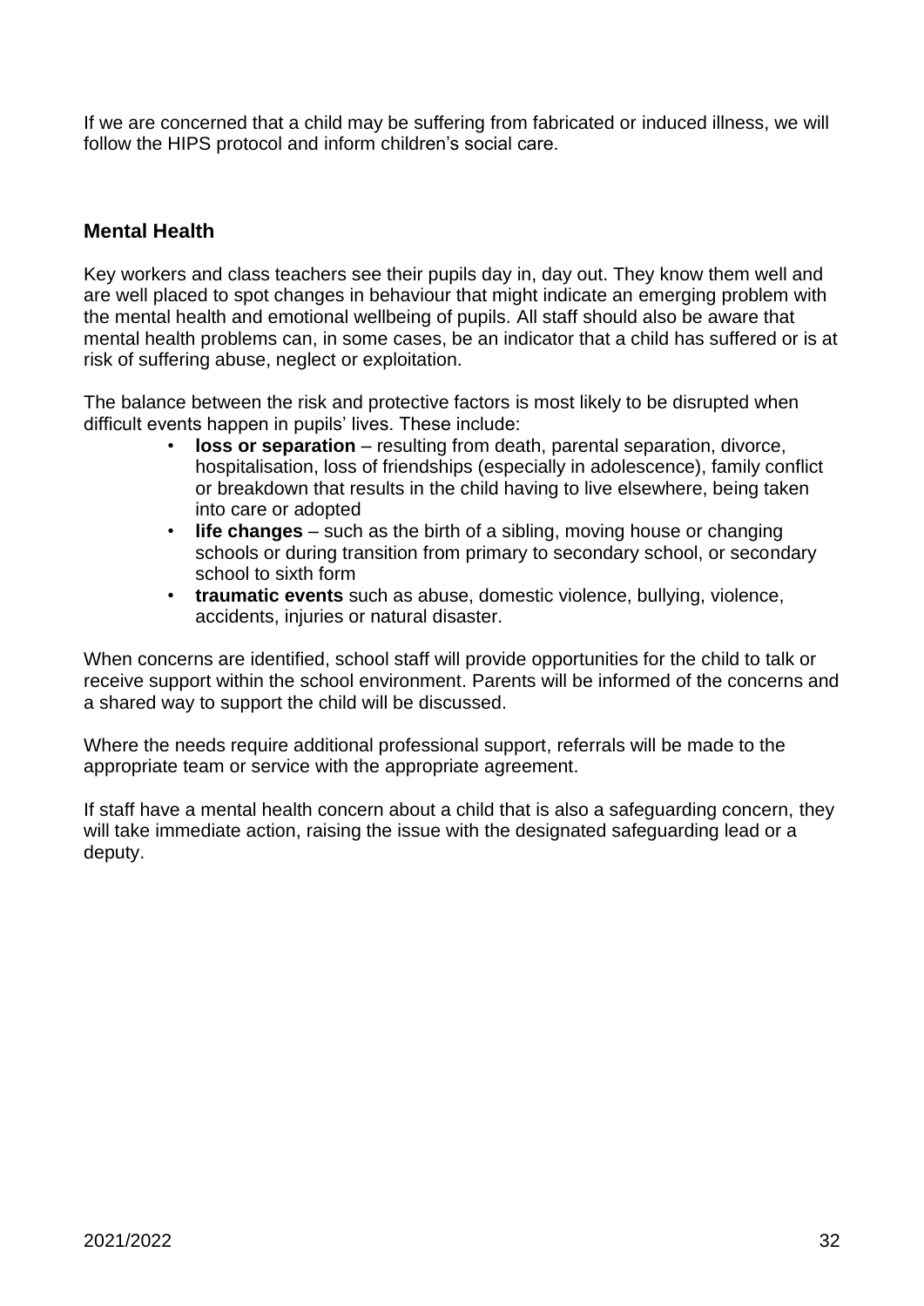If we are concerned that a child may be suffering from fabricated or induced illness, we will follow the HIPS protocol and inform children's social care.

### Mental Health

Key workers and class teachers see their pupils day in, day out. They know them well and are well placed to spot changes in behaviour that might indicate an emerging problem with the mental health and emotional wellbeing of pupils. All staff should also be aware that mental health problems can, in some cases, be an indicator that a child has suffered or is at risk of suffering abuse, neglect or exploitation.

The balance between the risk and protective factors is most likely to be disrupted when difficult events happen in pupils' lives. These include:

- **loss or separation** – resulting from death, parental separation, divorce, hospitalisation, loss of friendships (especially in adolescence), family conflict or breakdown that results in the child having to live elsewhere, being taken into care or adopted
- **life changes** – such as the birth of a sibling, moving house or changing schools or during transition from primary to secondary school, or secondary school to sixth form
- **traumatic events** such as abuse, domestic violence, bullying, violence, accidents, injuries or natural disaster.

When concerns are identified, school staff will provide opportunities for the child to talk or receive support within the school environment. Parents will be informed of the concerns and a shared way to support the child will be discussed.

Where the needs require additional professional support, referrals will be made to the appropriate team or service with the appropriate agreement.

If staff have a mental health concern about a child that is also a safeguarding concern, they will take immediate action, raising the issue with the designated safeguarding lead or a deputy.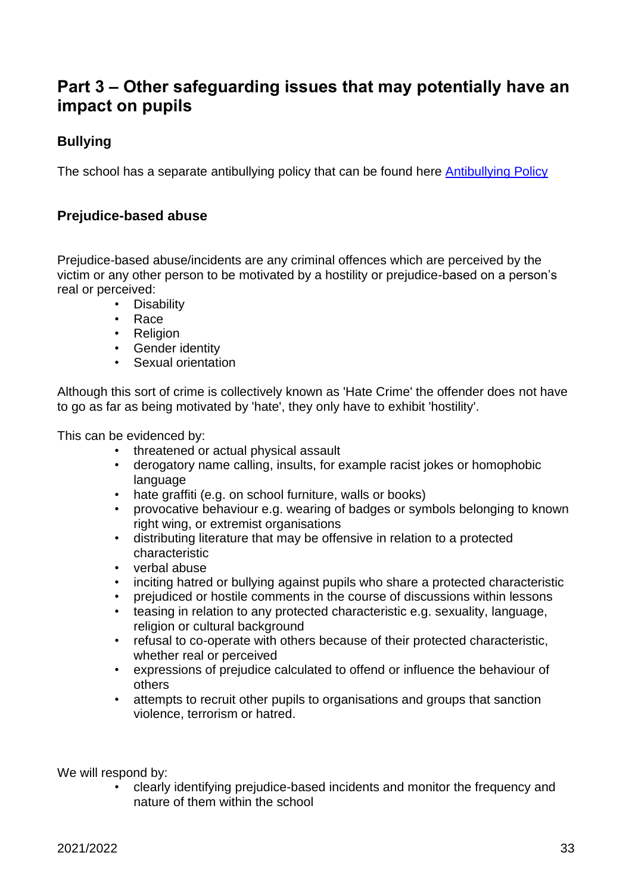# Part 3 – Other safeguarding issues that may potentially have an impact on pupils

## Bullying

The school has a separate antibullying policy that can be found here [Antibullying Policy]

## Prejudice-based abuse

Prejudice-based abuse/incidents are any criminal offences which are perceived by the victim or any other person to be motivated by a hostility or prejudice-based on a person's real or perceived:

- Disability
- Race
- Religion
- Gender identity
- Sexual orientation

Although this sort of crime is collectively known as 'Hate Crime' the offender does not have to go as far as being motivated by 'hate', they only have to exhibit 'hostility'.

This can be evidenced by:

- threatened or actual physical assault
- derogatory name calling, insults, for example racist jokes or homophobic language
- hate graffiti (e.g. on school furniture, walls or books)
- provocative behaviour e.g. wearing of badges or symbols belonging to known right wing, or extremist organisations
- distributing literature that may be offensive in relation to a protected characteristic
- verbal abuse
- inciting hatred or bullying against pupils who share a protected characteristic
- prejudiced or hostile comments in the course of discussions within lessons
- teasing in relation to any protected characteristic e.g. sexuality, language, religion or cultural background
- refusal to co-operate with others because of their protected characteristic, whether real or perceived
- expressions of prejudice calculated to offend or influence the behaviour of others
- attempts to recruit other pupils to organisations and groups that sanction violence, terrorism or hatred.

We will respond by:

- clearly identifying prejudice-based incidents and monitor the frequency and nature of them within the school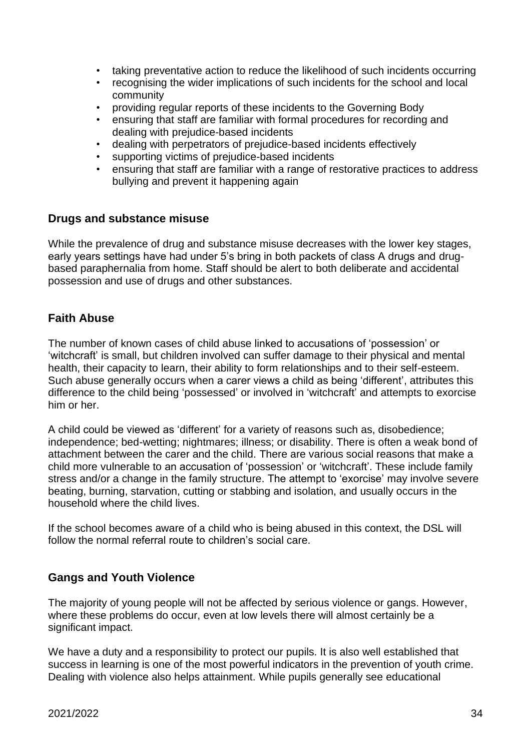- taking preventative action to reduce the likelihood of such incidents occurring
- recognising the wider implications of such incidents for the school and local community
- providing regular reports of these incidents to the Governing Body
- ensuring that staff are familiar with formal procedures for recording and dealing with prejudice-based incidents
- dealing with perpetrators of prejudice-based incidents effectively
- supporting victims of prejudice-based incidents
- ensuring that staff are familiar with a range of restorative practices to address bullying and prevent it happening again

## Drugs and substance misuse

While the prevalence of drug and substance misuse decreases with the lower key stages, early years settings have had under 5's bring in both packets of class A drugs and drug-based paraphernalia from home. Staff should be alert to both deliberate and accidental possession and use of drugs and other substances.

## Faith Abuse

The number of known cases of child abuse linked to accusations of 'possession' or 'witchcraft' is small, but children involved can suffer damage to their physical and mental health, their capacity to learn, their ability to form relationships and to their self-esteem. Such abuse generally occurs when a carer views a child as being 'different', attributes this difference to the child being 'possessed' or involved in 'witchcraft' and attempts to exorcise him or her.

A child could be viewed as 'different' for a variety of reasons such as, disobedience; independence; bed-wetting; nightmares; illness; or disability. There is often a weak bond of attachment between the carer and the child. There are various social reasons that make a child more vulnerable to an accusation of 'possession' or 'witchcraft'. These include family stress and/or a change in the family structure. The attempt to 'exorcise' may involve severe beating, burning, starvation, cutting or stabbing and isolation, and usually occurs in the household where the child lives.

If the school becomes aware of a child who is being abused in this context, the DSL will follow the normal referral route to children's social care.

## Gangs and Youth Violence

The majority of young people will not be affected by serious violence or gangs. However, where these problems do occur, even at low levels there will almost certainly be a significant impact.

We have a duty and a responsibility to protect our pupils. It is also well established that success in learning is one of the most powerful indicators in the prevention of youth crime. Dealing with violence also helps attainment. While pupils generally see educational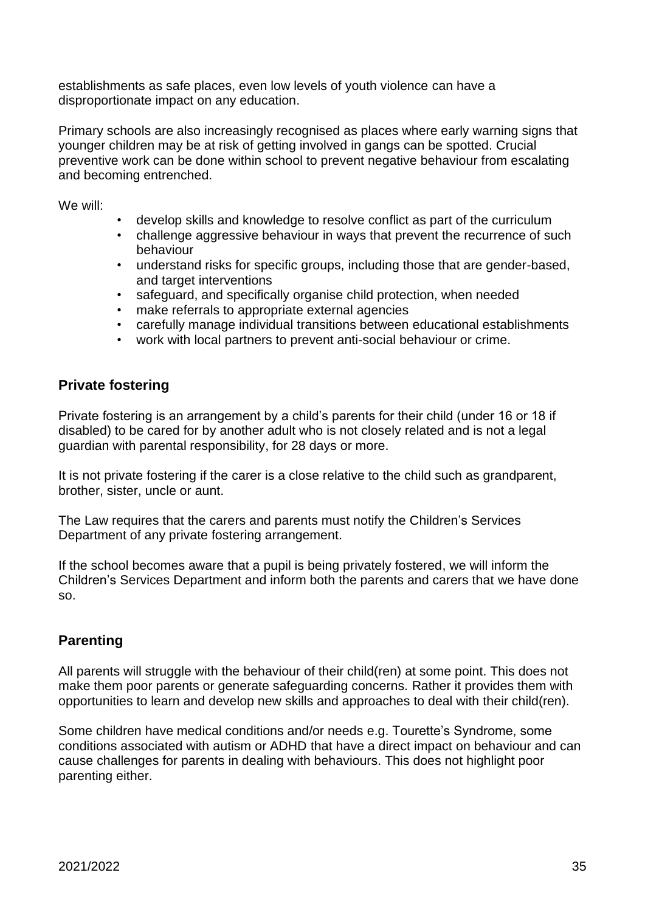establishments as safe places, even low levels of youth violence can have a disproportionate impact on any education.

Primary schools are also increasingly recognised as places where early warning signs that younger children may be at risk of getting involved in gangs can be spotted. Crucial preventive work can be done within school to prevent negative behaviour from escalating and becoming entrenched.

We will:

- develop skills and knowledge to resolve conflict as part of the curriculum
- challenge aggressive behaviour in ways that prevent the recurrence of such behaviour
- understand risks for specific groups, including those that are gender-based, and target interventions
- safeguard, and specifically organise child protection, when needed
- make referrals to appropriate external agencies
- carefully manage individual transitions between educational establishments
- work with local partners to prevent anti-social behaviour or crime.

## Private fostering

Private fostering is an arrangement by a child's parents for their child (under 16 or 18 if disabled) to be cared for by another adult who is not closely related and is not a legal guardian with parental responsibility, for 28 days or more.

It is not private fostering if the carer is a close relative to the child such as grandparent, brother, sister, uncle or aunt.

The Law requires that the carers and parents must notify the Children's Services Department of any private fostering arrangement.

If the school becomes aware that a pupil is being privately fostered, we will inform the Children's Services Department and inform both the parents and carers that we have done so.

## Parenting

All parents will struggle with the behaviour of their child(ren) at some point. This does not make them poor parents or generate safeguarding concerns. Rather it provides them with opportunities to learn and develop new skills and approaches to deal with their child(ren).

Some children have medical conditions and/or needs e.g. Tourette's Syndrome, some conditions associated with autism or ADHD that have a direct impact on behaviour and can cause challenges for parents in dealing with behaviours. This does not highlight poor parenting either.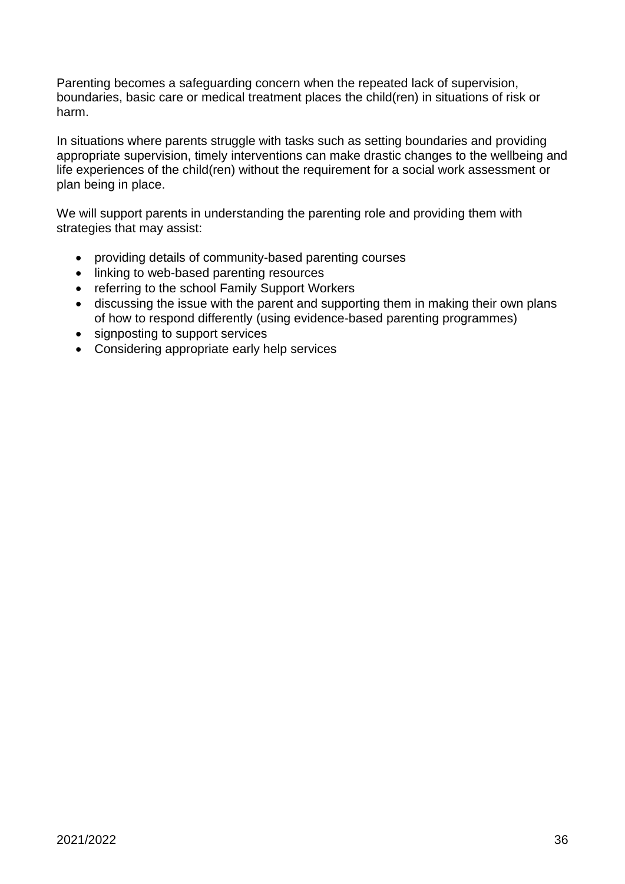Parenting becomes a safeguarding concern when the repeated lack of supervision, boundaries, basic care or medical treatment places the child(ren) in situations of risk or harm.

In situations where parents struggle with tasks such as setting boundaries and providing appropriate supervision, timely interventions can make drastic changes to the wellbeing and life experiences of the child(ren) without the requirement for a social work assessment or plan being in place.

We will support parents in understanding the parenting role and providing them with strategies that may assist:

- providing details of community-based parenting courses
- linking to web-based parenting resources
- referring to the school Family Support Workers
- discussing the issue with the parent and supporting them in making their own plans of how to respond differently (using evidence-based parenting programmes)
- signposting to support services
- Considering appropriate early help services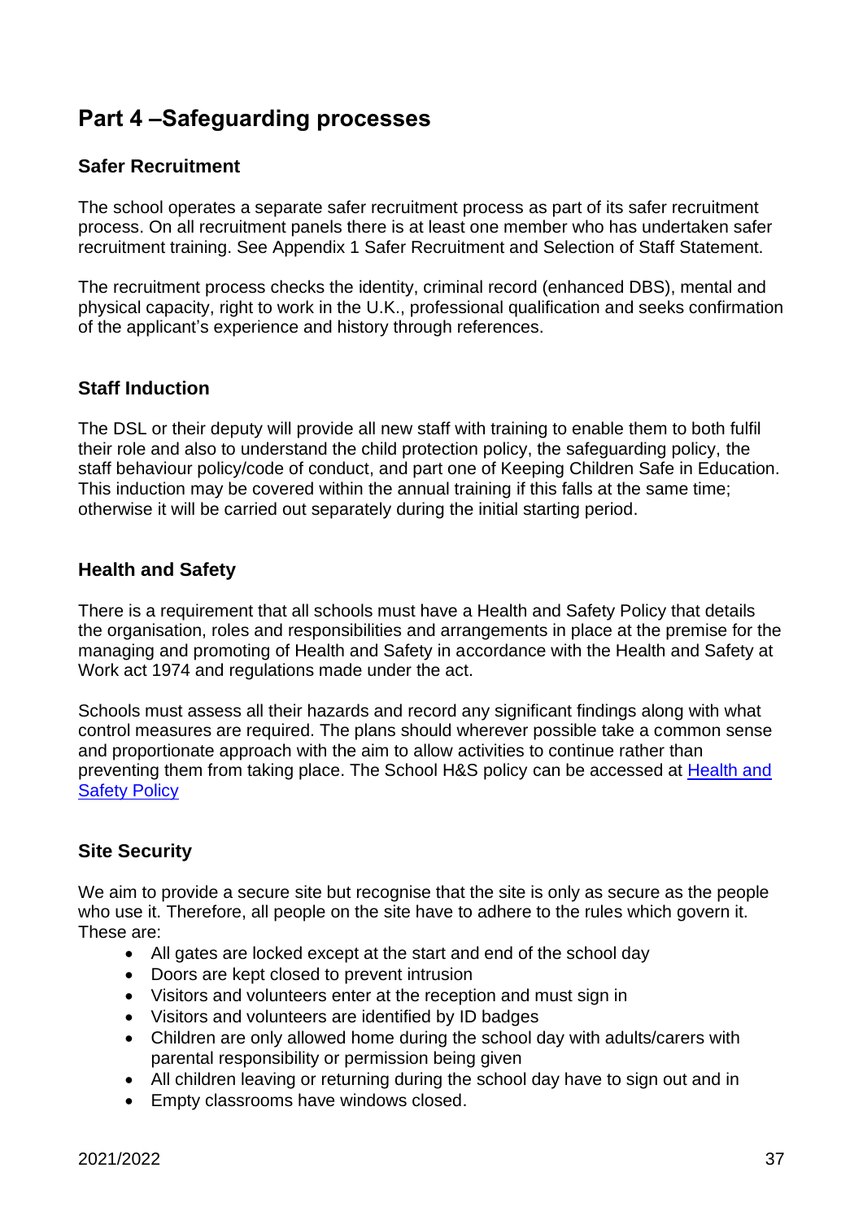# Part 4 –Safeguarding processes

## Safer Recruitment

The school operates a separate safer recruitment process as part of its safer recruitment process. On all recruitment panels there is at least one member who has undertaken safer recruitment training. See Appendix 1 Safer Recruitment and Selection of Staff Statement.

The recruitment process checks the identity, criminal record (enhanced DBS), mental and physical capacity, right to work in the U.K., professional qualification and seeks confirmation of the applicant's experience and history through references.

## Staff Induction

The DSL or their deputy will provide all new staff with training to enable them to both fulfil their role and also to understand the child protection policy, the safeguarding policy, the staff behaviour policy/code of conduct, and part one of Keeping Children Safe in Education. This induction may be covered within the annual training if this falls at the same time; otherwise it will be carried out separately during the initial starting period.

## Health and Safety

There is a requirement that all schools must have a Health and Safety Policy that details the organisation, roles and responsibilities and arrangements in place at the premise for the managing and promoting of Health and Safety in accordance with the Health and Safety at Work act 1974 and regulations made under the act.

Schools must assess all their hazards and record any significant findings along with what control measures are required. The plans should wherever possible take a common sense and proportionate approach with the aim to allow activities to continue rather than preventing them from taking place. The School H&S policy can be accessed at Health and Safety Policy

## Site Security

We aim to provide a secure site but recognise that the site is only as secure as the people who use it. Therefore, all people on the site have to adhere to the rules which govern it. These are:

- All gates are locked except at the start and end of the school day
- Doors are kept closed to prevent intrusion
- Visitors and volunteers enter at the reception and must sign in
- Visitors and volunteers are identified by ID badges
- Children are only allowed home during the school day with adults/carers with parental responsibility or permission being given
- All children leaving or returning during the school day have to sign out and in
- Empty classrooms have windows closed.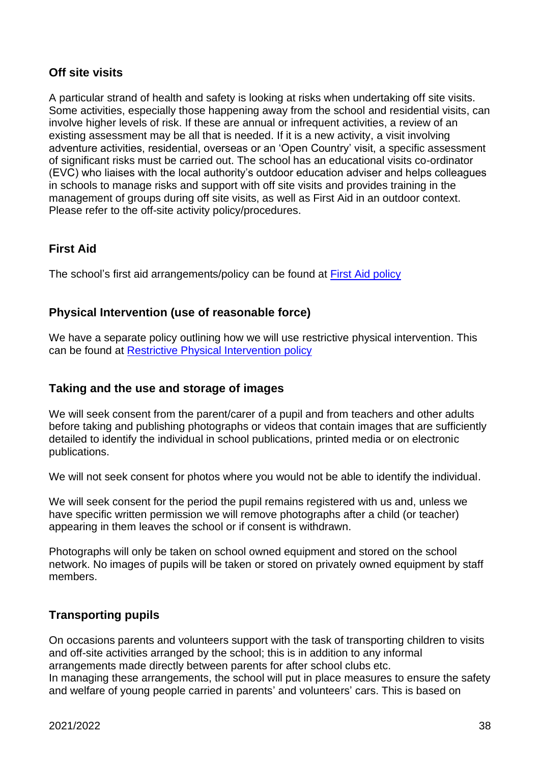## Off site visits

A particular strand of health and safety is looking at risks when undertaking off site visits. Some activities, especially those happening away from the school and residential visits, can involve higher levels of risk. If these are annual or infrequent activities, a review of an existing assessment may be all that is needed. If it is a new activity, a visit involving adventure activities, residential, overseas or an 'Open Country' visit, a specific assessment of significant risks must be carried out. The school has an educational visits co-ordinator (EVC) who liaises with the local authority's outdoor education adviser and helps colleagues in schools to manage risks and support with off site visits and provides training in the management of groups during off site visits, as well as First Aid in an outdoor context. Please refer to the off-site activity policy/procedures.

## First Aid

The school's first aid arrangements/policy can be found at First Aid policy

## Physical Intervention (use of reasonable force)

We have a separate policy outlining how we will use restrictive physical intervention. This can be found at Restrictive Physical Intervention policy

## Taking and the use and storage of images

We will seek consent from the parent/carer of a pupil and from teachers and other adults before taking and publishing photographs or videos that contain images that are sufficiently detailed to identify the individual in school publications, printed media or on electronic publications.

We will not seek consent for photos where you would not be able to identify the individual.

We will seek consent for the period the pupil remains registered with us and, unless we have specific written permission we will remove photographs after a child (or teacher) appearing in them leaves the school or if consent is withdrawn.

Photographs will only be taken on school owned equipment and stored on the school network. No images of pupils will be taken or stored on privately owned equipment by staff members.

## Transporting pupils

On occasions parents and volunteers support with the task of transporting children to visits and off-site activities arranged by the school; this is in addition to any informal arrangements made directly between parents for after school clubs etc.
In managing these arrangements, the school will put in place measures to ensure the safety and welfare of young people carried in parents' and volunteers' cars. This is based on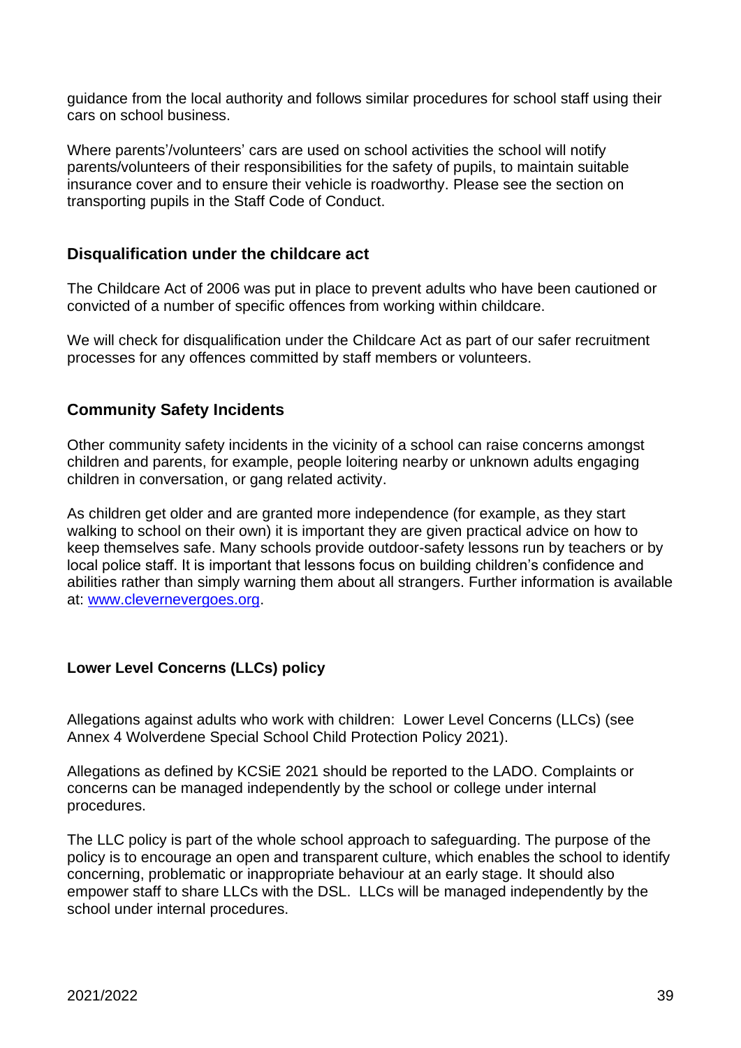guidance from the local authority and follows similar procedures for school staff using their cars on school business.

Where parents'/volunteers' cars are used on school activities the school will notify parents/volunteers of their responsibilities for the safety of pupils, to maintain suitable insurance cover and to ensure their vehicle is roadworthy. Please see the section on transporting pupils in the Staff Code of Conduct.

## Disqualification under the childcare act

The Childcare Act of 2006 was put in place to prevent adults who have been cautioned or convicted of a number of specific offences from working within childcare.

We will check for disqualification under the Childcare Act as part of our safer recruitment processes for any offences committed by staff members or volunteers.

## Community Safety Incidents

Other community safety incidents in the vicinity of a school can raise concerns amongst children and parents, for example, people loitering nearby or unknown adults engaging children in conversation, or gang related activity.

As children get older and are granted more independence (for example, as they start walking to school on their own) it is important they are given practical advice on how to keep themselves safe. Many schools provide outdoor-safety lessons run by teachers or by local police staff. It is important that lessons focus on building children's confidence and abilities rather than simply warning them about all strangers. Further information is available at: [www.clevernevergoes.org](http://www.clevernevergoes.org).

### Lower Level Concerns (LLCs) policy

Allegations against adults who work with children: Lower Level Concerns (LLCs) (see Annex 4 Wolverdene Special School Child Protection Policy 2021).

Allegations as defined by KCSiE 2021 should be reported to the LADO. Complaints or concerns can be managed independently by the school or college under internal procedures.

The LLC policy is part of the whole school approach to safeguarding. The purpose of the policy is to encourage an open and transparent culture, which enables the school to identify concerning, problematic or inappropriate behaviour at an early stage. It should also empower staff to share LLCs with the DSL. LLCs will be managed independently by the school under internal procedures.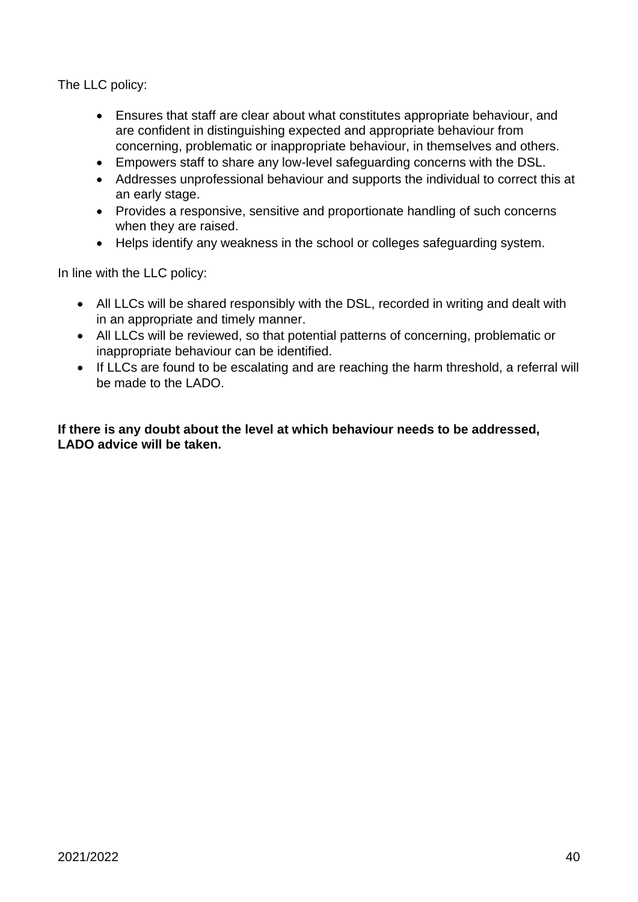The LLC policy:

- Ensures that staff are clear about what constitutes appropriate behaviour, and are confident in distinguishing expected and appropriate behaviour from concerning, problematic or inappropriate behaviour, in themselves and others.
- Empowers staff to share any low-level safeguarding concerns with the DSL.
- Addresses unprofessional behaviour and supports the individual to correct this at an early stage.
- Provides a responsive, sensitive and proportionate handling of such concerns when they are raised.
- Helps identify any weakness in the school or colleges safeguarding system.

In line with the LLC policy:

- All LLCs will be shared responsibly with the DSL, recorded in writing and dealt with in an appropriate and timely manner.
- All LLCs will be reviewed, so that potential patterns of concerning, problematic or inappropriate behaviour can be identified.
- If LLCs are found to be escalating and are reaching the harm threshold, a referral will be made to the LADO.

**If there is any doubt about the level at which behaviour needs to be addressed, LADO advice will be taken.**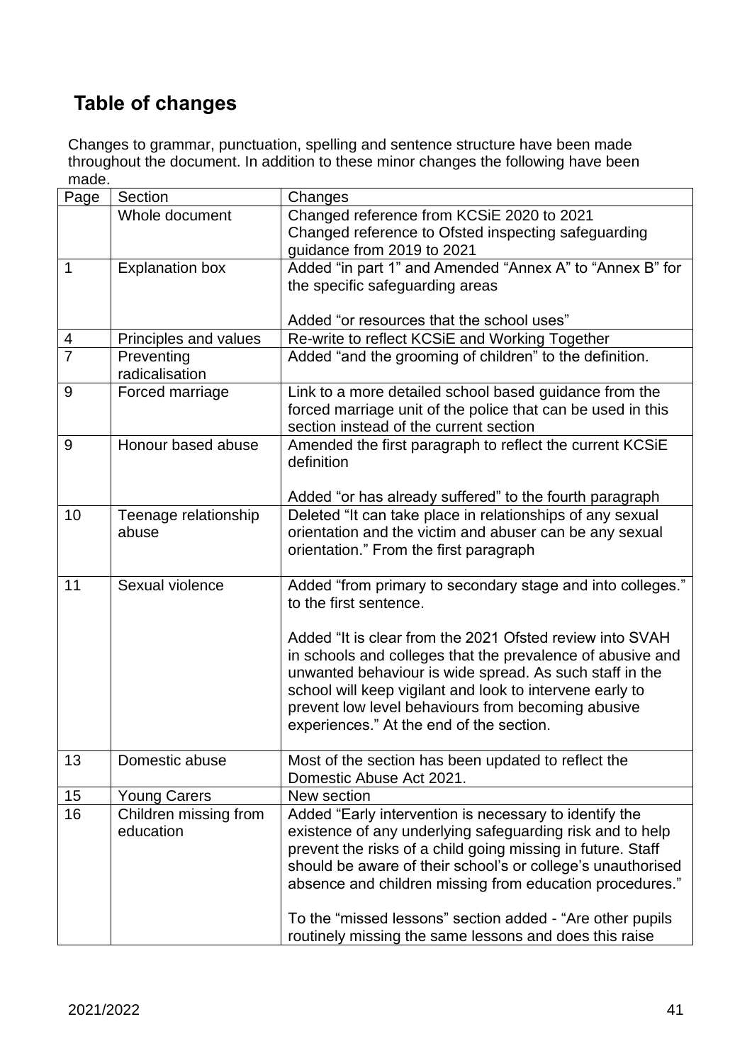## Table of changes

Changes to grammar, punctuation, spelling and sentence structure have been made throughout the document. In addition to these minor changes the following have been made.

| Page | Section | Changes |
|---|---|---|
| | Whole document | Changed reference from KCSiE 2020 to 2021<br>Changed reference to Ofsted inspecting safeguarding guidance from 2019 to 2021 |
| 1 | Explanation box | Added "in part 1" and Amended "Annex A" to "Annex B" for the specific safeguarding areas<br><br>Added "or resources that the school uses" |
| 4 | Principles and values | Re-write to reflect KCSiE and Working Together |
| 7 | Preventing radicalisation | Added "and the grooming of children" to the definition. |
| 9 | Forced marriage | Link to a more detailed school based guidance from the forced marriage unit of the police that can be used in this section instead of the current section |
| 9 | Honour based abuse | Amended the first paragraph to reflect the current KCSiE definition<br><br>Added "or has already suffered" to the fourth paragraph |
| 10 | Teenage relationship abuse | Deleted "It can take place in relationships of any sexual orientation and the victim and abuser can be any sexual orientation." From the first paragraph |
| 11 | Sexual violence | Added "from primary to secondary stage and into colleges." to the first sentence.<br><br>Added "It is clear from the 2021 Ofsted review into SVAH in schools and colleges that the prevalence of abusive and unwanted behaviour is wide spread. As such staff in the school will keep vigilant and look to intervene early to prevent low level behaviours from becoming abusive experiences." At the end of the section. |
| 13 | Domestic abuse | Most of the section has been updated to reflect the Domestic Abuse Act 2021. |
| 15 | Young Carers | New section |
| 16 | Children missing from education | Added "Early intervention is necessary to identify the existence of any underlying safeguarding risk and to help prevent the risks of a child going missing in future. Staff should be aware of their school's or college's unauthorised absence and children missing from education procedures."<br><br>To the "missed lessons" section added - "Are other pupils routinely missing the same lessons and does this raise |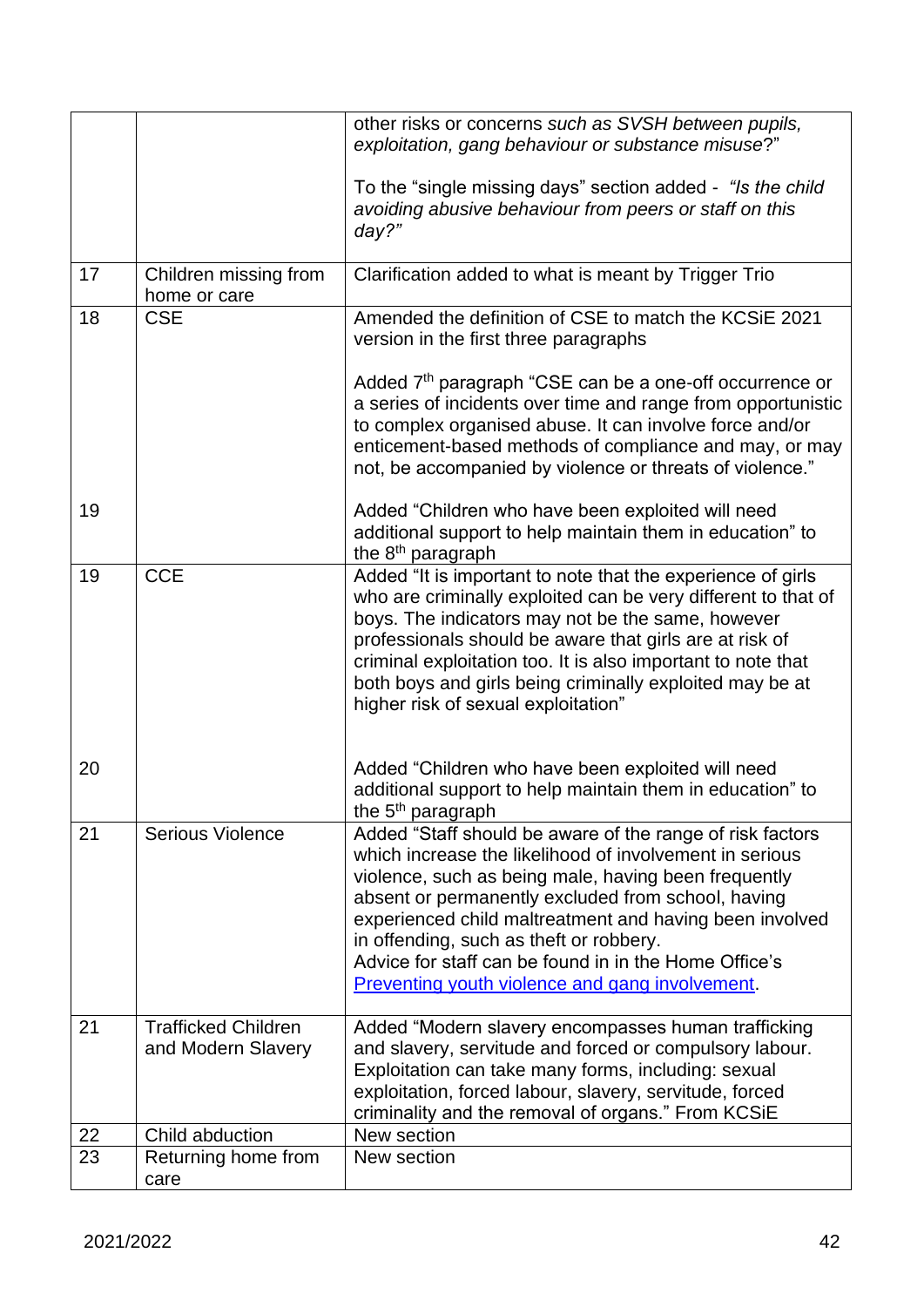| | | |
|---|---|---|
| | | other risks or concerns *such as SVSH between pupils, exploitation, gang behaviour or substance misuse*?"<br><br>To the "single missing days" section added - *"Is the child avoiding abusive behaviour from peers or staff on this day?"* |
| 17 | Children missing from home or care | Clarification added to what is meant by Trigger Trio |
| 18<br><br><br><br><br><br><br><br>19 | CSE | Amended the definition of CSE to match the KCSiE 2021 version in the first three paragraphs<br><br>Added 7th paragraph "CSE can be a one-off occurrence or a series of incidents over time and range from opportunistic to complex organised abuse. It can involve force and/or enticement-based methods of compliance and may, or may not, be accompanied by violence or threats of violence."<br><br>Added "Children who have been exploited will need additional support to help maintain them in education" to the 8th paragraph |
| 19<br><br><br><br><br><br><br><br>20 | CCE | Added "It is important to note that the experience of girls who are criminally exploited can be very different to that of boys. The indicators may not be the same, however professionals should be aware that girls are at risk of criminal exploitation too. It is also important to note that both boys and girls being criminally exploited may be at higher risk of sexual exploitation"<br><br>Added "Children who have been exploited will need additional support to help maintain them in education" to the 5th paragraph |
| 21 | Serious Violence | Added "Staff should be aware of the range of risk factors which increase the likelihood of involvement in serious violence, such as being male, having been frequently absent or permanently excluded from school, having experienced child maltreatment and having been involved in offending, such as theft or robbery.<br>Advice for staff can be found in in the Home Office's [Preventing youth violence and gang involvement](). |
| 21 | Trafficked Children and Modern Slavery | Added "Modern slavery encompasses human trafficking and slavery, servitude and forced or compulsory labour. Exploitation can take many forms, including: sexual exploitation, forced labour, slavery, servitude, forced criminality and the removal of organs." From KCSiE |
| 22 | Child abduction | New section |
| 23 | Returning home from care | New section |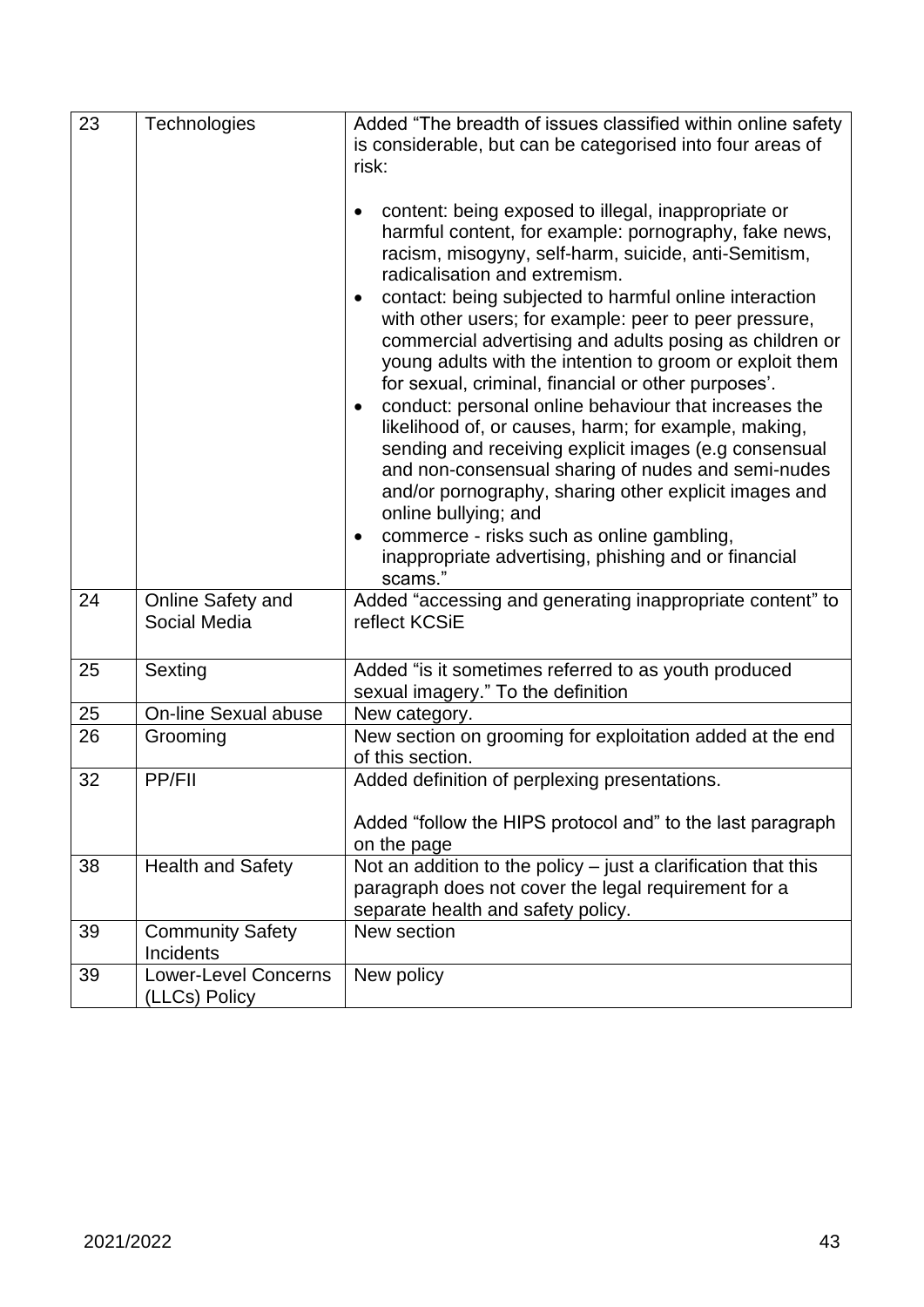| 23 | Technologies | Added "The breadth of issues classified within online safety is considerable, but can be categorised into four areas of risk:<br><br>• content: being exposed to illegal, inappropriate or harmful content, for example: pornography, fake news, racism, misogyny, self-harm, suicide, anti-Semitism, radicalisation and extremism.<br>• contact: being subjected to harmful online interaction with other users; for example: peer to peer pressure, commercial advertising and adults posing as children or young adults with the intention to groom or exploit them for sexual, criminal, financial or other purposes'.<br>• conduct: personal online behaviour that increases the likelihood of, or causes, harm; for example, making, sending and receiving explicit images (e.g consensual and non-consensual sharing of nudes and semi-nudes and/or pornography, sharing other explicit images and online bullying; and<br>• commerce - risks such as online gambling, inappropriate advertising, phishing and or financial scams." |
|---|---|---|
| 24 | Online Safety and Social Media | Added "accessing and generating inappropriate content" to reflect KCSiE |
| 25 | Sexting | Added "is it sometimes referred to as youth produced sexual imagery." To the definition |
| 25 | On-line Sexual abuse | New category. |
| 26 | Grooming | New section on grooming for exploitation added at the end of this section. |
| 32 | PP/FII | Added definition of perplexing presentations.<br><br>Added "follow the HIPS protocol and" to the last paragraph on the page |
| 38 | Health and Safety | Not an addition to the policy – just a clarification that this paragraph does not cover the legal requirement for a separate health and safety policy. |
| 39 | Community Safety Incidents | New section |
| 39 | Lower-Level Concerns (LLCs) Policy | New policy |

2021/2022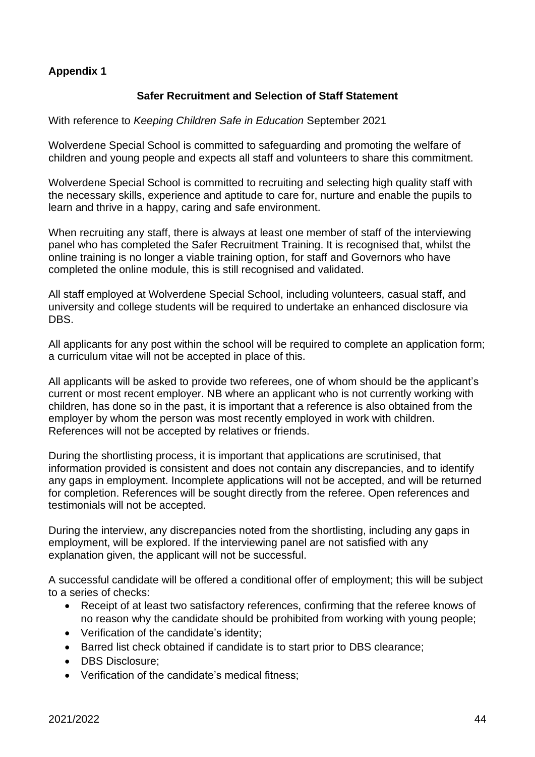**Appendix 1**

**Safer Recruitment and Selection of Staff Statement**

With reference to *Keeping Children Safe in Education* September 2021

Wolverdene Special School is committed to safeguarding and promoting the welfare of children and young people and expects all staff and volunteers to share this commitment.

Wolverdene Special School is committed to recruiting and selecting high quality staff with the necessary skills, experience and aptitude to care for, nurture and enable the pupils to learn and thrive in a happy, caring and safe environment.

When recruiting any staff, there is always at least one member of staff of the interviewing panel who has completed the Safer Recruitment Training. It is recognised that, whilst the online training is no longer a viable training option, for staff and Governors who have completed the online module, this is still recognised and validated.

All staff employed at Wolverdene Special School, including volunteers, casual staff, and university and college students will be required to undertake an enhanced disclosure via DBS.

All applicants for any post within the school will be required to complete an application form; a curriculum vitae will not be accepted in place of this.

All applicants will be asked to provide two referees, one of whom should be the applicant's current or most recent employer. NB where an applicant who is not currently working with children, has done so in the past, it is important that a reference is also obtained from the employer by whom the person was most recently employed in work with children. References will not be accepted by relatives or friends.

During the shortlisting process, it is important that applications are scrutinised, that information provided is consistent and does not contain any discrepancies, and to identify any gaps in employment. Incomplete applications will not be accepted, and will be returned for completion. References will be sought directly from the referee. Open references and testimonials will not be accepted.

During the interview, any discrepancies noted from the shortlisting, including any gaps in employment, will be explored. If the interviewing panel are not satisfied with any explanation given, the applicant will not be successful.

A successful candidate will be offered a conditional offer of employment; this will be subject to a series of checks:

- Receipt of at least two satisfactory references, confirming that the referee knows of no reason why the candidate should be prohibited from working with young people;
- Verification of the candidate's identity;
- Barred list check obtained if candidate is to start prior to DBS clearance;
- DBS Disclosure;
- Verification of the candidate's medical fitness;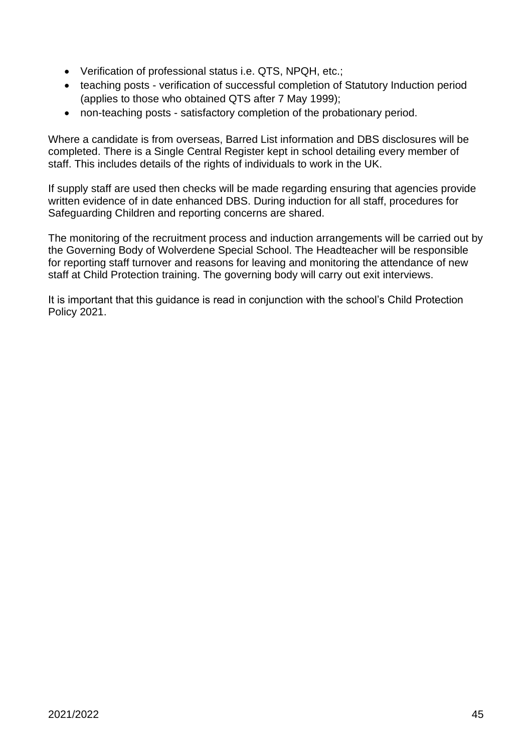- Verification of professional status i.e. QTS, NPQH, etc.;
- teaching posts - verification of successful completion of Statutory Induction period (applies to those who obtained QTS after 7 May 1999);
- non-teaching posts - satisfactory completion of the probationary period.

Where a candidate is from overseas, Barred List information and DBS disclosures will be completed. There is a Single Central Register kept in school detailing every member of staff. This includes details of the rights of individuals to work in the UK.

If supply staff are used then checks will be made regarding ensuring that agencies provide written evidence of in date enhanced DBS. During induction for all staff, procedures for Safeguarding Children and reporting concerns are shared.

The monitoring of the recruitment process and induction arrangements will be carried out by the Governing Body of Wolverdene Special School. The Headteacher will be responsible for reporting staff turnover and reasons for leaving and monitoring the attendance of new staff at Child Protection training. The governing body will carry out exit interviews.

It is important that this guidance is read in conjunction with the school's Child Protection Policy 2021.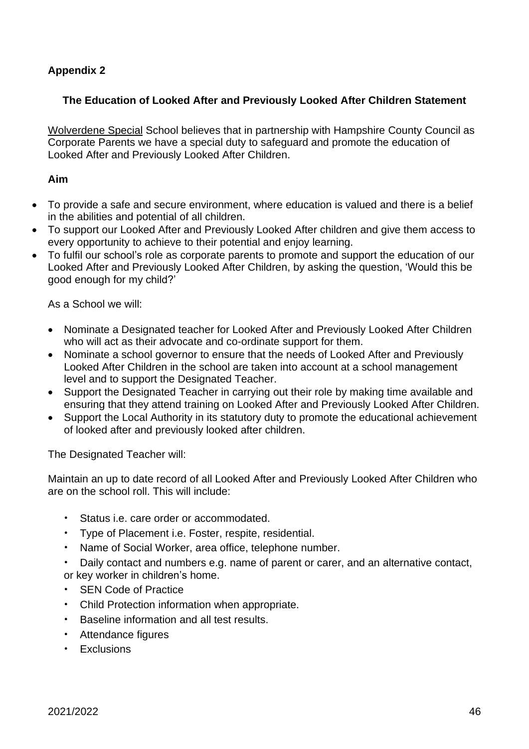**Appendix 2**

**The Education of Looked After and Previously Looked After Children Statement**

Wolverdene Special School believes that in partnership with Hampshire County Council as Corporate Parents we have a special duty to safeguard and promote the education of Looked After and Previously Looked After Children.

**Aim**

- To provide a safe and secure environment, where education is valued and there is a belief in the abilities and potential of all children.
- To support our Looked After and Previously Looked After children and give them access to every opportunity to achieve to their potential and enjoy learning.
- To fulfil our school's role as corporate parents to promote and support the education of our Looked After and Previously Looked After Children, by asking the question, 'Would this be good enough for my child?'

As a School we will:

- Nominate a Designated teacher for Looked After and Previously Looked After Children who will act as their advocate and co-ordinate support for them.
- Nominate a school governor to ensure that the needs of Looked After and Previously Looked After Children in the school are taken into account at a school management level and to support the Designated Teacher.
- Support the Designated Teacher in carrying out their role by making time available and ensuring that they attend training on Looked After and Previously Looked After Children.
- Support the Local Authority in its statutory duty to promote the educational achievement of looked after and previously looked after children.

The Designated Teacher will:

Maintain an up to date record of all Looked After and Previously Looked After Children who are on the school roll. This will include:

- Status i.e. care order or accommodated.
- Type of Placement i.e. Foster, respite, residential.
- Name of Social Worker, area office, telephone number.
- Daily contact and numbers e.g. name of parent or carer, and an alternative contact, or key worker in children's home.
- SEN Code of Practice
- Child Protection information when appropriate.
- Baseline information and all test results.
- Attendance figures
- Exclusions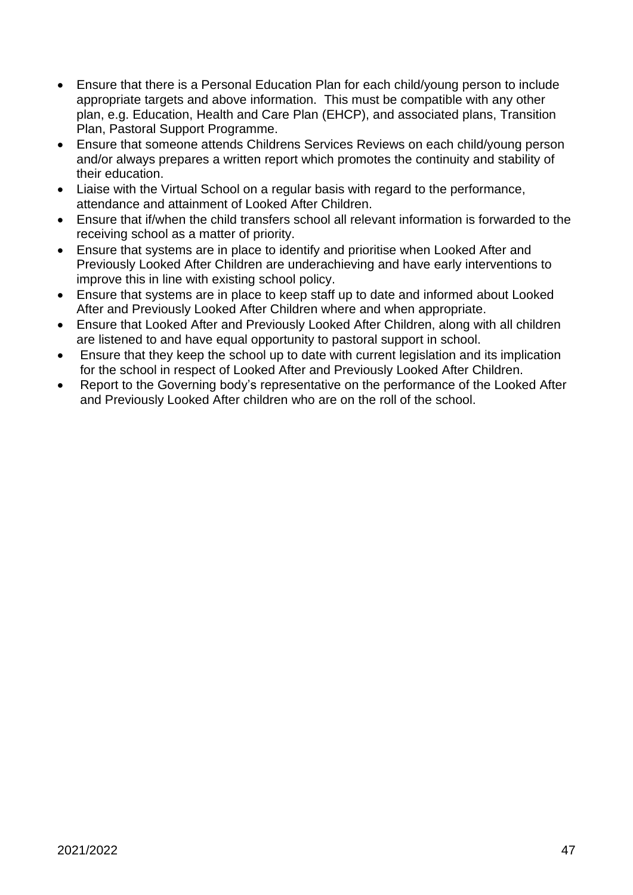- Ensure that there is a Personal Education Plan for each child/young person to include appropriate targets and above information. This must be compatible with any other plan, e.g. Education, Health and Care Plan (EHCP), and associated plans, Transition Plan, Pastoral Support Programme.
- Ensure that someone attends Childrens Services Reviews on each child/young person and/or always prepares a written report which promotes the continuity and stability of their education.
- Liaise with the Virtual School on a regular basis with regard to the performance, attendance and attainment of Looked After Children.
- Ensure that if/when the child transfers school all relevant information is forwarded to the receiving school as a matter of priority.
- Ensure that systems are in place to identify and prioritise when Looked After and Previously Looked After Children are underachieving and have early interventions to improve this in line with existing school policy.
- Ensure that systems are in place to keep staff up to date and informed about Looked After and Previously Looked After Children where and when appropriate.
- Ensure that Looked After and Previously Looked After Children, along with all children are listened to and have equal opportunity to pastoral support in school.
- Ensure that they keep the school up to date with current legislation and its implication for the school in respect of Looked After and Previously Looked After Children.
- Report to the Governing body's representative on the performance of the Looked After and Previously Looked After children who are on the roll of the school.

2021/2022